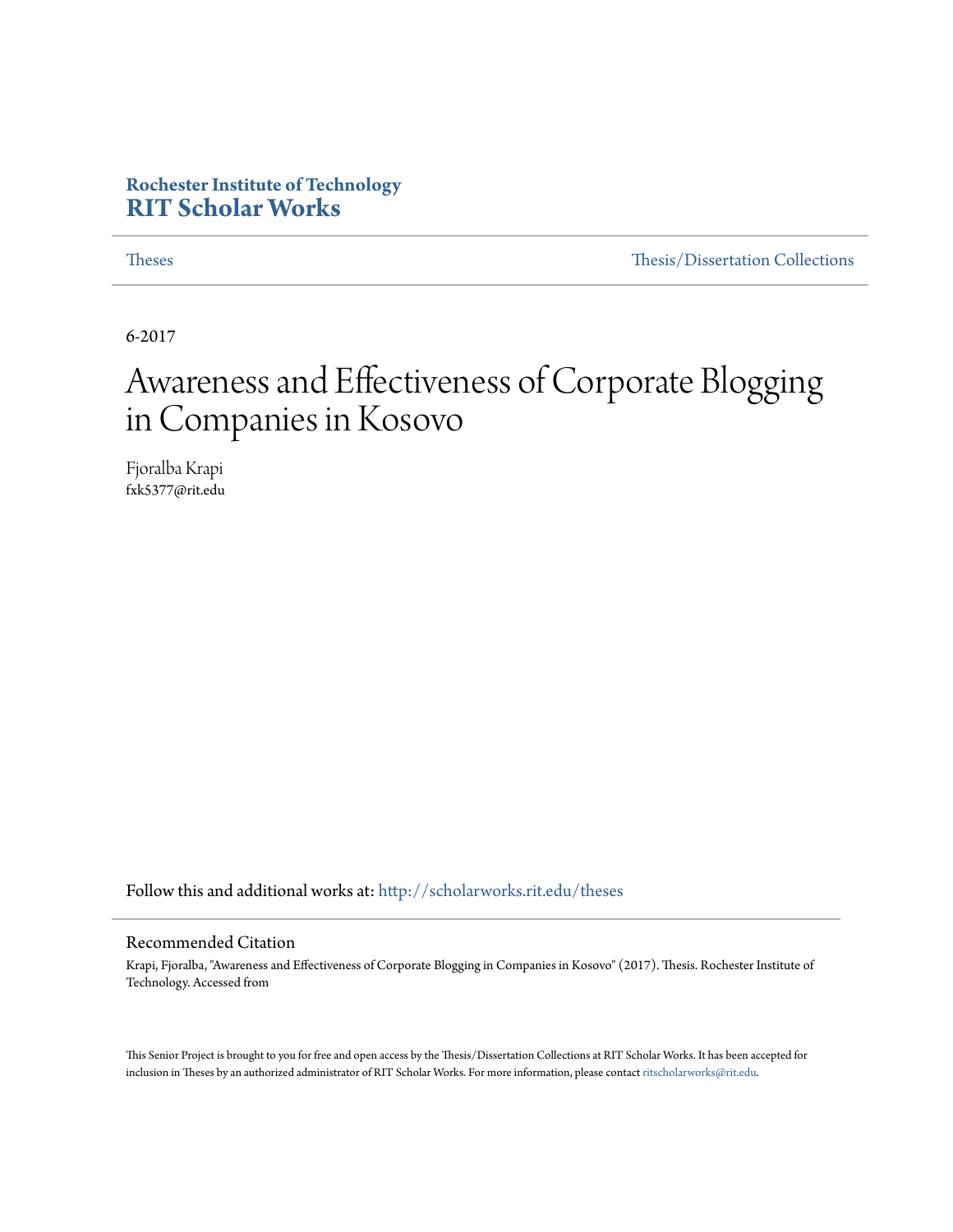**Rochester Institute of Technology**
**RIT Scholar Works**

Theses — Thesis/Dissertation Collections

6-2017

# Awareness and Effectiveness of Corporate Blogging in Companies in Kosovo

Fjoralba Krapi
fxk5377@rit.edu

Follow this and additional works at: http://scholarworks.rit.edu/theses

## Recommended Citation

Krapi, Fjoralba, "Awareness and Effectiveness of Corporate Blogging in Companies in Kosovo" (2017). Thesis. Rochester Institute of Technology. Accessed from

This Senior Project is brought to you for free and open access by the Thesis/Dissertation Collections at RIT Scholar Works. It has been accepted for inclusion in Theses by an authorized administrator of RIT Scholar Works. For more information, please contact ritscholarworks@rit.edu.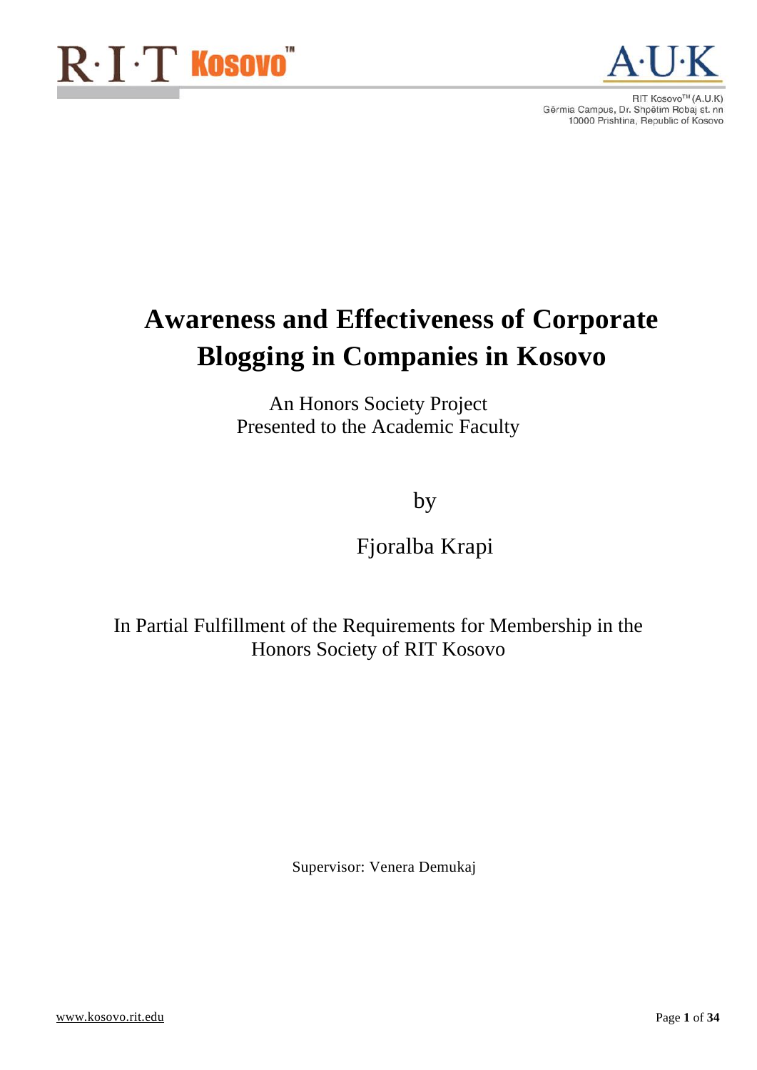# Awareness and Effectiveness of Corporate Blogging in Companies in Kosovo

An Honors Society Project
Presented to the Academic Faculty

by

Fjoralba Krapi

In Partial Fulfillment of the Requirements for Membership in the Honors Society of RIT Kosovo

Supervisor: Venera Demukaj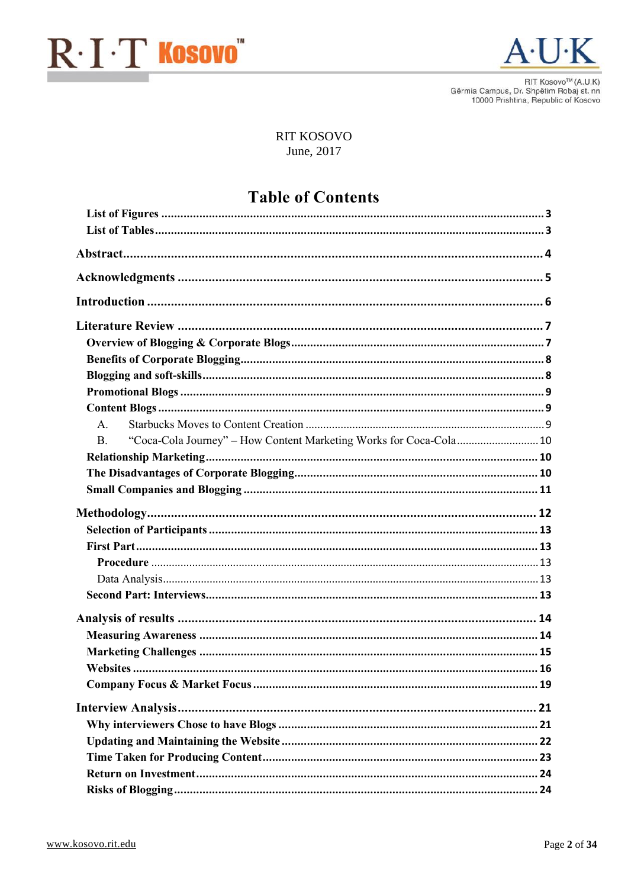RIT KOSOVO
June, 2017

# Table of Contents

- List of Figures ..... 3
- List of Tables ..... 3
- Abstract ..... 4
- Acknowledgments ..... 5
- Introduction ..... 6
- Literature Review ..... 7
  - Overview of Blogging & Corporate Blogs ..... 7
  - Benefits of Corporate Blogging ..... 8
  - Blogging and soft-skills ..... 8
  - Promotional Blogs ..... 9
  - Content Blogs ..... 9
    - A. Starbucks Moves to Content Creation ..... 9
    - B. "Coca-Cola Journey" – How Content Marketing Works for Coca-Cola ..... 10
  - Relationship Marketing ..... 10
  - The Disadvantages of Corporate Blogging ..... 10
  - Small Companies and Blogging ..... 11
- Methodology ..... 12
  - Selection of Participants ..... 13
  - First Part ..... 13
    - Procedure ..... 13
    - Data Analysis ..... 13
  - Second Part: Interviews ..... 13
- Analysis of results ..... 14
  - Measuring Awareness ..... 14
  - Marketing Challenges ..... 15
  - Websites ..... 16
  - Company Focus & Market Focus ..... 19
- Interview Analysis ..... 21
  - Why interviewers Chose to have Blogs ..... 21
  - Updating and Maintaining the Website ..... 22
  - Time Taken for Producing Content ..... 23
  - Return on Investment ..... 24
  - Risks of Blogging ..... 24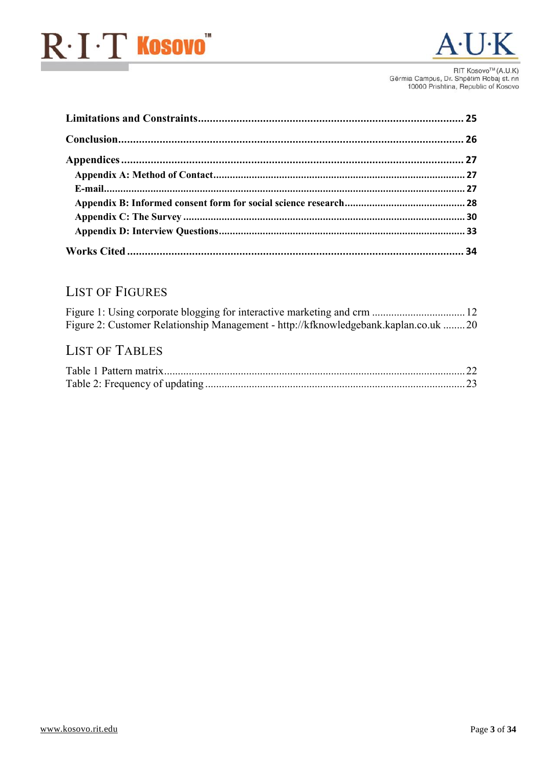**Limitations and Constraints** .......... 25

**Conclusion** .......... 26

**Appendices** .......... 27

- **Appendix A: Method of Contact** .......... 27
- **E-mail** .......... 27
- **Appendix B: Informed consent form for social science research** .......... 28
- **Appendix C: The Survey** .......... 30
- **Appendix D: Interview Questions** .......... 33

**Works Cited** .......... 34

## List of Figures

Figure 1: Using corporate blogging for interactive marketing and crm .......... 12
Figure 2: Customer Relationship Management - http://kfknowledgebank.kaplan.co.uk .......... 20

## List of Tables

Table 1 Pattern matrix .......... 22
Table 2: Frequency of updating .......... 23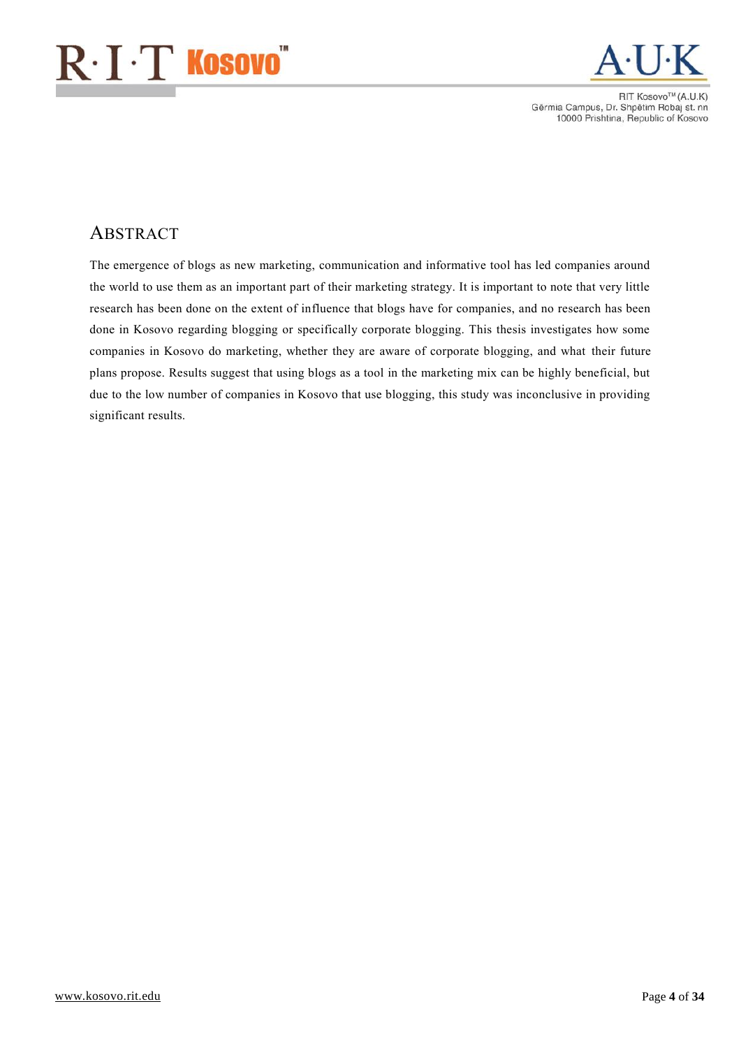# ABSTRACT

The emergence of blogs as new marketing, communication and informative tool has led companies around the world to use them as an important part of their marketing strategy. It is important to note that very little research has been done on the extent of influence that blogs have for companies, and no research has been done in Kosovo regarding blogging or specifically corporate blogging. This thesis investigates how some companies in Kosovo do marketing, whether they are aware of corporate blogging, and what their future plans propose. Results suggest that using blogs as a tool in the marketing mix can be highly beneficial, but due to the low number of companies in Kosovo that use blogging, this study was inconclusive in providing significant results.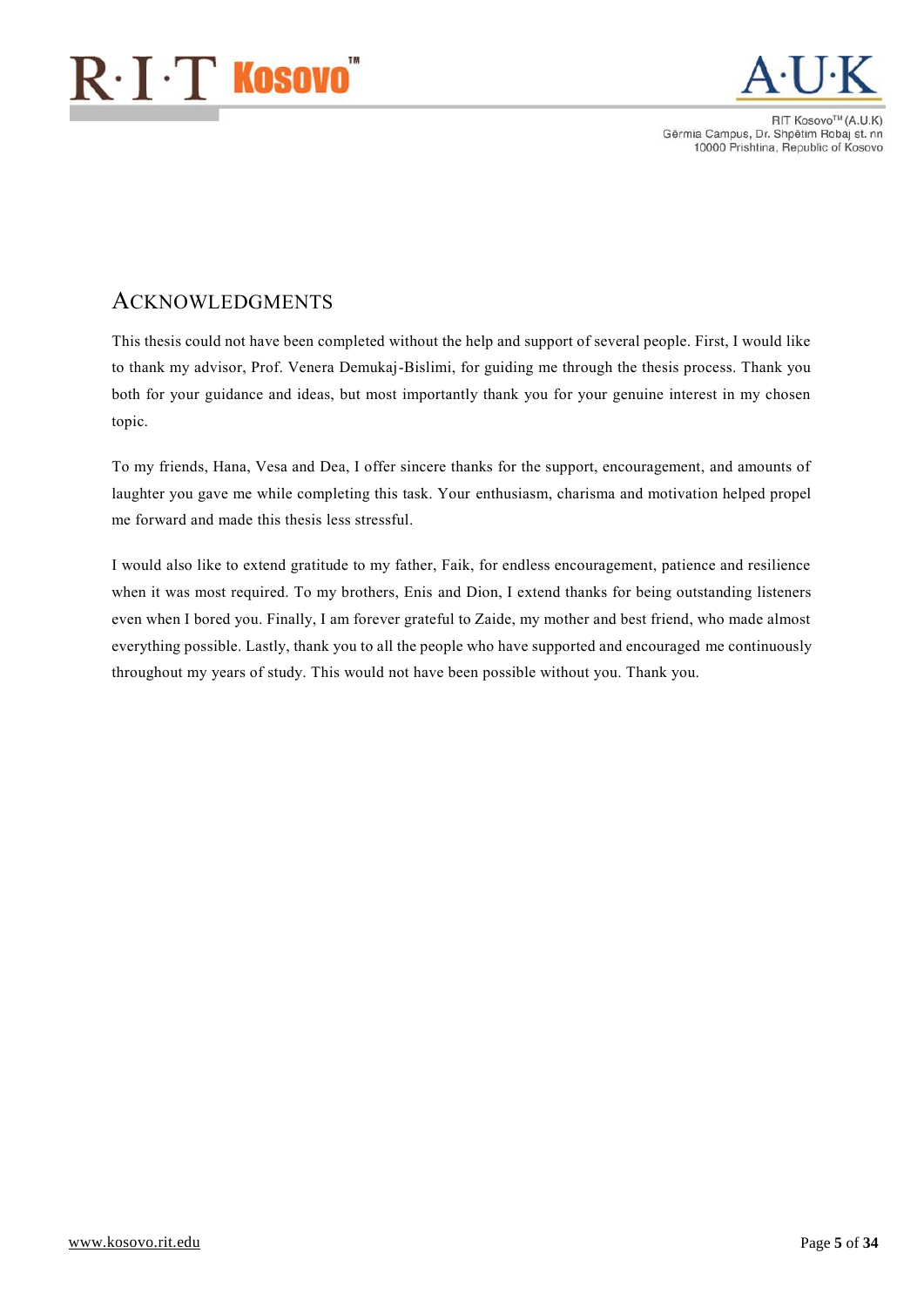## ACKNOWLEDGMENTS

This thesis could not have been completed without the help and support of several people. First, I would like to thank my advisor, Prof. Venera Demukaj-Bislimi, for guiding me through the thesis process. Thank you both for your guidance and ideas, but most importantly thank you for your genuine interest in my chosen topic.

To my friends, Hana, Vesa and Dea, I offer sincere thanks for the support, encouragement, and amounts of laughter you gave me while completing this task. Your enthusiasm, charisma and motivation helped propel me forward and made this thesis less stressful.

I would also like to extend gratitude to my father, Faik, for endless encouragement, patience and resilience when it was most required. To my brothers, Enis and Dion, I extend thanks for being outstanding listeners even when I bored you. Finally, I am forever grateful to Zaide, my mother and best friend, who made almost everything possible. Lastly, thank you to all the people who have supported and encouraged me continuously throughout my years of study. This would not have been possible without you. Thank you.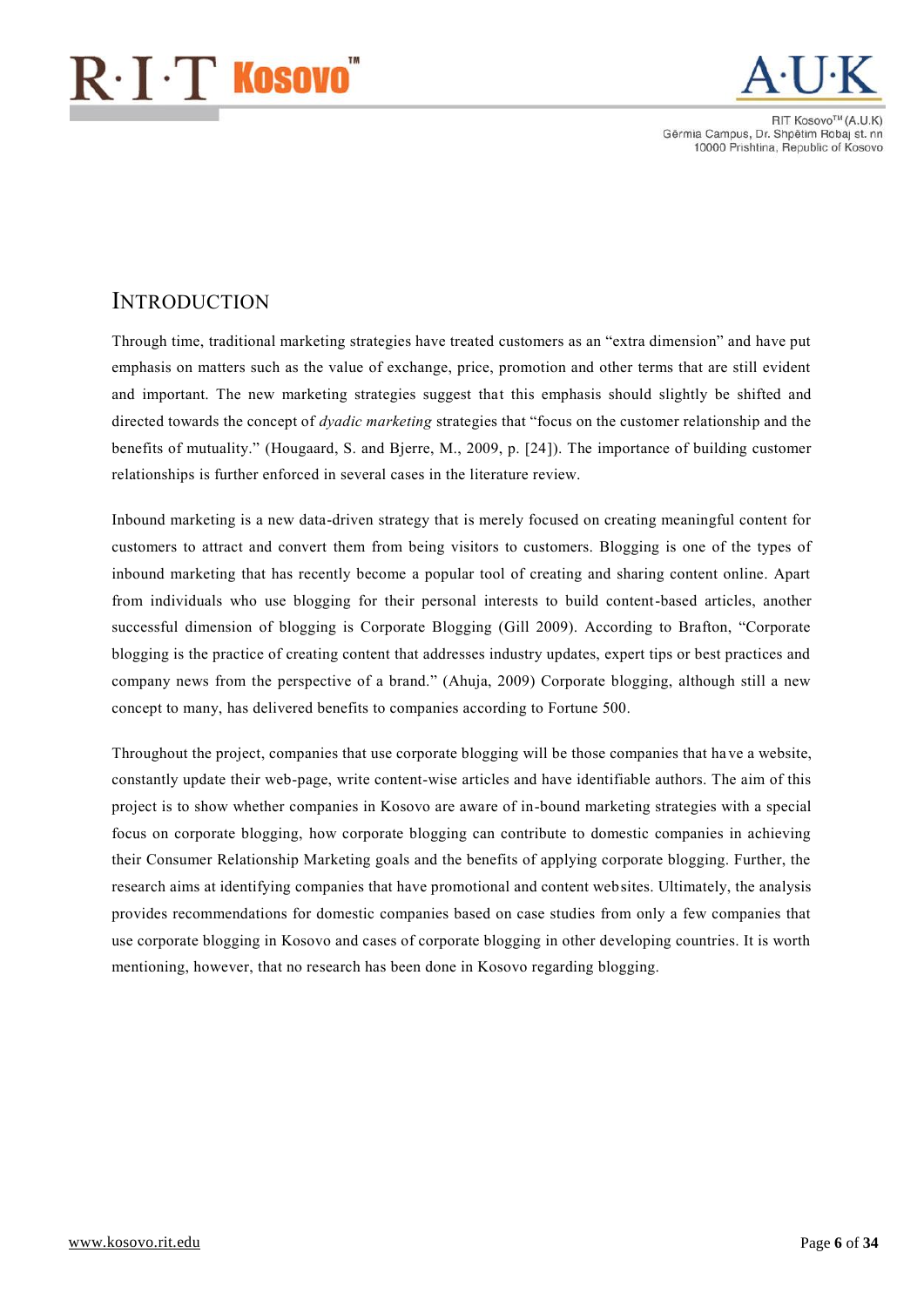# Introduction

Through time, traditional marketing strategies have treated customers as an "extra dimension" and have put emphasis on matters such as the value of exchange, price, promotion and other terms that are still evident and important. The new marketing strategies suggest that this emphasis should slightly be shifted and directed towards the concept of *dyadic marketing* strategies that "focus on the customer relationship and the benefits of mutuality." (Hougaard, S. and Bjerre, M., 2009, p. [24]). The importance of building customer relationships is further enforced in several cases in the literature review.

Inbound marketing is a new data-driven strategy that is merely focused on creating meaningful content for customers to attract and convert them from being visitors to customers. Blogging is one of the types of inbound marketing that has recently become a popular tool of creating and sharing content online. Apart from individuals who use blogging for their personal interests to build content-based articles, another successful dimension of blogging is Corporate Blogging (Gill 2009). According to Brafton, "Corporate blogging is the practice of creating content that addresses industry updates, expert tips or best practices and company news from the perspective of a brand." (Ahuja, 2009) Corporate blogging, although still a new concept to many, has delivered benefits to companies according to Fortune 500.

Throughout the project, companies that use corporate blogging will be those companies that have a website, constantly update their web-page, write content-wise articles and have identifiable authors. The aim of this project is to show whether companies in Kosovo are aware of in-bound marketing strategies with a special focus on corporate blogging, how corporate blogging can contribute to domestic companies in achieving their Consumer Relationship Marketing goals and the benefits of applying corporate blogging. Further, the research aims at identifying companies that have promotional and content websites. Ultimately, the analysis provides recommendations for domestic companies based on case studies from only a few companies that use corporate blogging in Kosovo and cases of corporate blogging in other developing countries. It is worth mentioning, however, that no research has been done in Kosovo regarding blogging.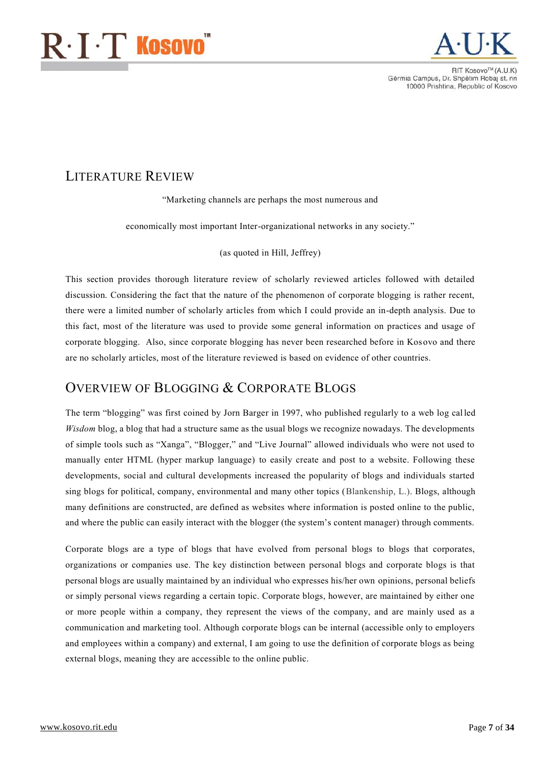## Literature Review

"Marketing channels are perhaps the most numerous and

economically most important Inter-organizational networks in any society."

(as quoted in Hill, Jeffrey)

This section provides thorough literature review of scholarly reviewed articles followed with detailed discussion. Considering the fact that the nature of the phenomenon of corporate blogging is rather recent, there were a limited number of scholarly articles from which I could provide an in-depth analysis. Due to this fact, most of the literature was used to provide some general information on practices and usage of corporate blogging. Also, since corporate blogging has never been researched before in Kosovo and there are no scholarly articles, most of the literature reviewed is based on evidence of other countries.

## Overview of Blogging & Corporate Blogs

The term "blogging" was first coined by Jorn Barger in 1997, who published regularly to a web log called *Wisdom* blog, a blog that had a structure same as the usual blogs we recognize nowadays. The developments of simple tools such as "Xanga", "Blogger," and "Live Journal" allowed individuals who were not used to manually enter HTML (hyper markup language) to easily create and post to a website. Following these developments, social and cultural developments increased the popularity of blogs and individuals started sing blogs for political, company, environmental and many other topics (Blankenship, L.). Blogs, although many definitions are constructed, are defined as websites where information is posted online to the public, and where the public can easily interact with the blogger (the system's content manager) through comments.

Corporate blogs are a type of blogs that have evolved from personal blogs to blogs that corporates, organizations or companies use. The key distinction between personal blogs and corporate blogs is that personal blogs are usually maintained by an individual who expresses his/her own opinions, personal beliefs or simply personal views regarding a certain topic. Corporate blogs, however, are maintained by either one or more people within a company, they represent the views of the company, and are mainly used as a communication and marketing tool. Although corporate blogs can be internal (accessible only to employers and employees within a company) and external, I am going to use the definition of corporate blogs as being external blogs, meaning they are accessible to the online public.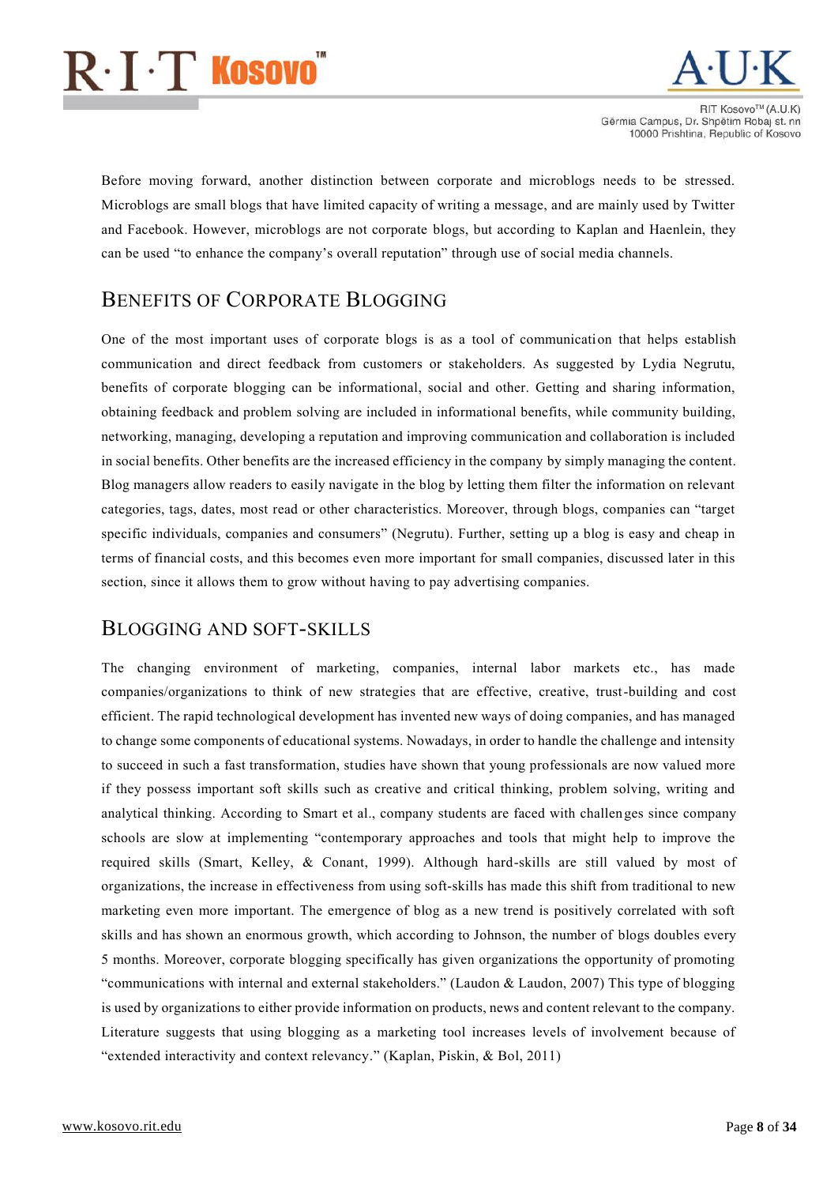Before moving forward, another distinction between corporate and microblogs needs to be stressed. Microblogs are small blogs that have limited capacity of writing a message, and are mainly used by Twitter and Facebook. However, microblogs are not corporate blogs, but according to Kaplan and Haenlein, they can be used "to enhance the company's overall reputation" through use of social media channels.

## Benefits of Corporate Blogging

One of the most important uses of corporate blogs is as a tool of communication that helps establish communication and direct feedback from customers or stakeholders. As suggested by Lydia Negrutu, benefits of corporate blogging can be informational, social and other. Getting and sharing information, obtaining feedback and problem solving are included in informational benefits, while community building, networking, managing, developing a reputation and improving communication and collaboration is included in social benefits. Other benefits are the increased efficiency in the company by simply managing the content. Blog managers allow readers to easily navigate in the blog by letting them filter the information on relevant categories, tags, dates, most read or other characteristics. Moreover, through blogs, companies can "target specific individuals, companies and consumers" (Negrutu). Further, setting up a blog is easy and cheap in terms of financial costs, and this becomes even more important for small companies, discussed later in this section, since it allows them to grow without having to pay advertising companies.

## Blogging and Soft-Skills

The changing environment of marketing, companies, internal labor markets etc., has made companies/organizations to think of new strategies that are effective, creative, trust-building and cost efficient. The rapid technological development has invented new ways of doing companies, and has managed to change some components of educational systems. Nowadays, in order to handle the challenge and intensity to succeed in such a fast transformation, studies have shown that young professionals are now valued more if they possess important soft skills such as creative and critical thinking, problem solving, writing and analytical thinking. According to Smart et al., company students are faced with challenges since company schools are slow at implementing "contemporary approaches and tools that might help to improve the required skills (Smart, Kelley, & Conant, 1999). Although hard-skills are still valued by most of organizations, the increase in effectiveness from using soft-skills has made this shift from traditional to new marketing even more important. The emergence of blog as a new trend is positively correlated with soft skills and has shown an enormous growth, which according to Johnson, the number of blogs doubles every 5 months. Moreover, corporate blogging specifically has given organizations the opportunity of promoting "communications with internal and external stakeholders." (Laudon & Laudon, 2007) This type of blogging is used by organizations to either provide information on products, news and content relevant to the company. Literature suggests that using blogging as a marketing tool increases levels of involvement because of "extended interactivity and context relevancy." (Kaplan, Piskin, & Bol, 2011)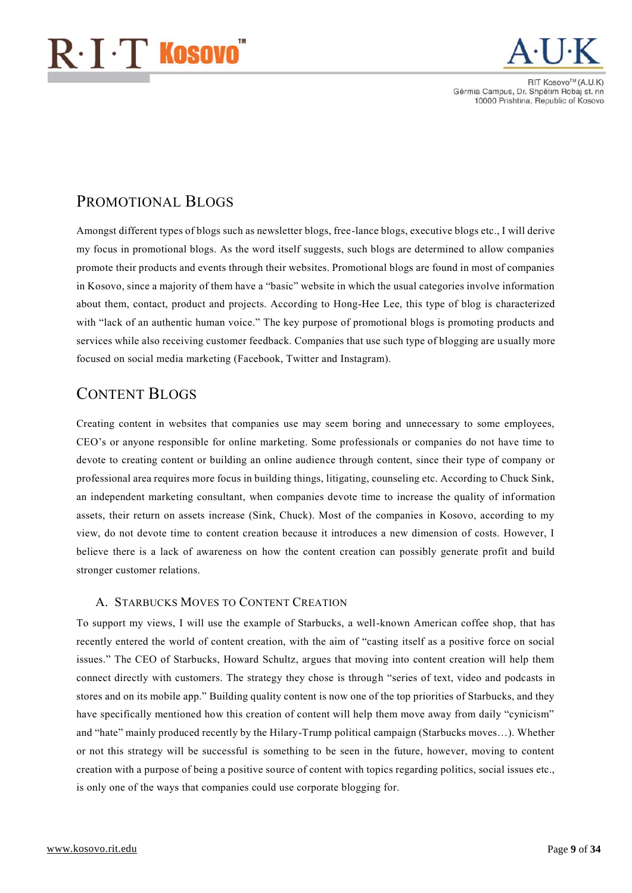## Promotional Blogs

Amongst different types of blogs such as newsletter blogs, free-lance blogs, executive blogs etc., I will derive my focus in promotional blogs. As the word itself suggests, such blogs are determined to allow companies promote their products and events through their websites. Promotional blogs are found in most of companies in Kosovo, since a majority of them have a "basic" website in which the usual categories involve information about them, contact, product and projects. According to Hong-Hee Lee, this type of blog is characterized with "lack of an authentic human voice." The key purpose of promotional blogs is promoting products and services while also receiving customer feedback. Companies that use such type of blogging are usually more focused on social media marketing (Facebook, Twitter and Instagram).

## Content Blogs

Creating content in websites that companies use may seem boring and unnecessary to some employees, CEO's or anyone responsible for online marketing. Some professionals or companies do not have time to devote to creating content or building an online audience through content, since their type of company or professional area requires more focus in building things, litigating, counseling etc. According to Chuck Sink, an independent marketing consultant, when companies devote time to increase the quality of information assets, their return on assets increase (Sink, Chuck). Most of the companies in Kosovo, according to my view, do not devote time to content creation because it introduces a new dimension of costs. However, I believe there is a lack of awareness on how the content creation can possibly generate profit and build stronger customer relations.

### A. Starbucks Moves to Content Creation

To support my views, I will use the example of Starbucks, a well-known American coffee shop, that has recently entered the world of content creation, with the aim of "casting itself as a positive force on social issues." The CEO of Starbucks, Howard Schultz, argues that moving into content creation will help them connect directly with customers. The strategy they chose is through "series of text, video and podcasts in stores and on its mobile app." Building quality content is now one of the top priorities of Starbucks, and they have specifically mentioned how this creation of content will help them move away from daily "cynicism" and "hate" mainly produced recently by the Hilary-Trump political campaign (Starbucks moves…). Whether or not this strategy will be successful is something to be seen in the future, however, moving to content creation with a purpose of being a positive source of content with topics regarding politics, social issues etc., is only one of the ways that companies could use corporate blogging for.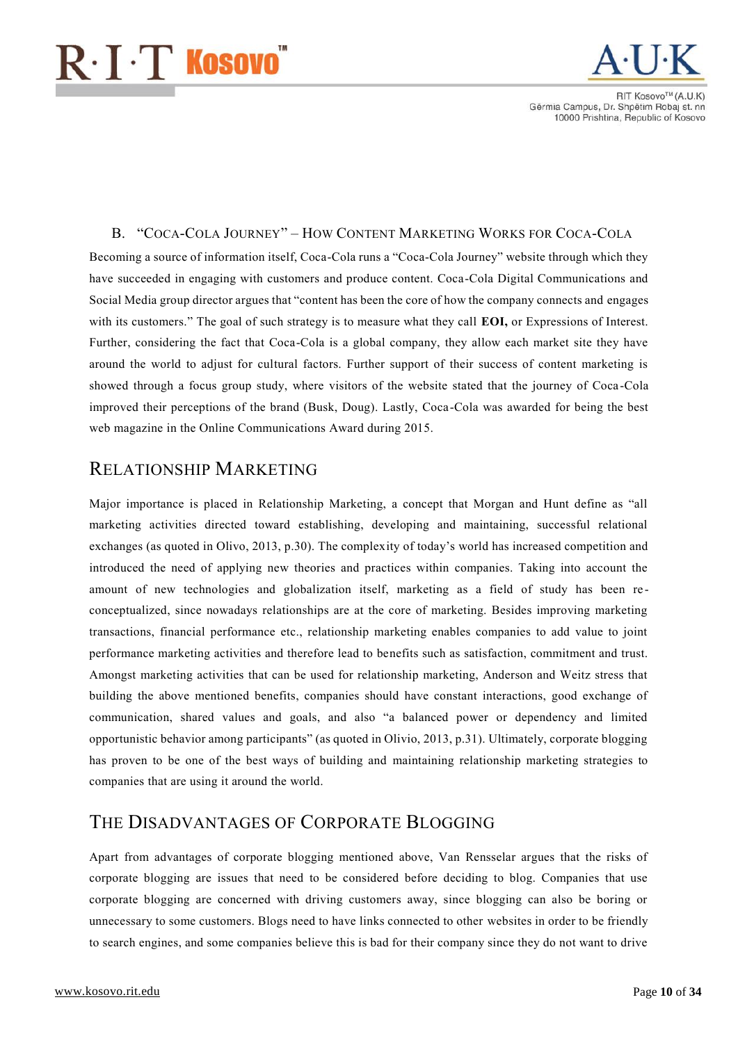### B. "Coca-Cola Journey" – How Content Marketing Works for Coca-Cola

Becoming a source of information itself, Coca-Cola runs a "Coca-Cola Journey" website through which they have succeeded in engaging with customers and produce content. Coca-Cola Digital Communications and Social Media group director argues that "content has been the core of how the company connects and engages with its customers." The goal of such strategy is to measure what they call **EOI,** or Expressions of Interest. Further, considering the fact that Coca-Cola is a global company, they allow each market site they have around the world to adjust for cultural factors. Further support of their success of content marketing is showed through a focus group study, where visitors of the website stated that the journey of Coca-Cola improved their perceptions of the brand (Busk, Doug). Lastly, Coca-Cola was awarded for being the best web magazine in the Online Communications Award during 2015.

## Relationship Marketing

Major importance is placed in Relationship Marketing, a concept that Morgan and Hunt define as "all marketing activities directed toward establishing, developing and maintaining, successful relational exchanges (as quoted in Olivo, 2013, p.30). The complexity of today's world has increased competition and introduced the need of applying new theories and practices within companies. Taking into account the amount of new technologies and globalization itself, marketing as a field of study has been re-conceptualized, since nowadays relationships are at the core of marketing. Besides improving marketing transactions, financial performance etc., relationship marketing enables companies to add value to joint performance marketing activities and therefore lead to benefits such as satisfaction, commitment and trust. Amongst marketing activities that can be used for relationship marketing, Anderson and Weitz stress that building the above mentioned benefits, companies should have constant interactions, good exchange of communication, shared values and goals, and also "a balanced power or dependency and limited opportunistic behavior among participants" (as quoted in Olivio, 2013, p.31). Ultimately, corporate blogging has proven to be one of the best ways of building and maintaining relationship marketing strategies to companies that are using it around the world.

## The Disadvantages of Corporate Blogging

Apart from advantages of corporate blogging mentioned above, Van Rensselar argues that the risks of corporate blogging are issues that need to be considered before deciding to blog. Companies that use corporate blogging are concerned with driving customers away, since blogging can also be boring or unnecessary to some customers. Blogs need to have links connected to other websites in order to be friendly to search engines, and some companies believe this is bad for their company since they do not want to drive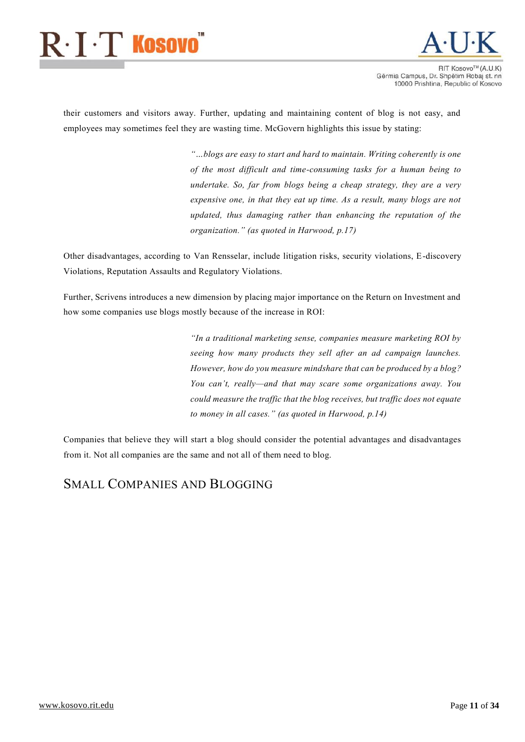their customers and visitors away. Further, updating and maintaining content of blog is not easy, and employees may sometimes feel they are wasting time. McGovern highlights this issue by stating:

> *"…blogs are easy to start and hard to maintain. Writing coherently is one of the most difficult and time-consuming tasks for a human being to undertake. So, far from blogs being a cheap strategy, they are a very expensive one, in that they eat up time. As a result, many blogs are not updated, thus damaging rather than enhancing the reputation of the organization." (as quoted in Harwood, p.17)*

Other disadvantages, according to Van Rensselar, include litigation risks, security violations, E-discovery Violations, Reputation Assaults and Regulatory Violations.

Further, Scrivens introduces a new dimension by placing major importance on the Return on Investment and how some companies use blogs mostly because of the increase in ROI:

> *"In a traditional marketing sense, companies measure marketing ROI by seeing how many products they sell after an ad campaign launches. However, how do you measure mindshare that can be produced by a blog? You can't, really—and that may scare some organizations away. You could measure the traffic that the blog receives, but traffic does not equate to money in all cases." (as quoted in Harwood, p.14)*

Companies that believe they will start a blog should consider the potential advantages and disadvantages from it. Not all companies are the same and not all of them need to blog.

## Small Companies and Blogging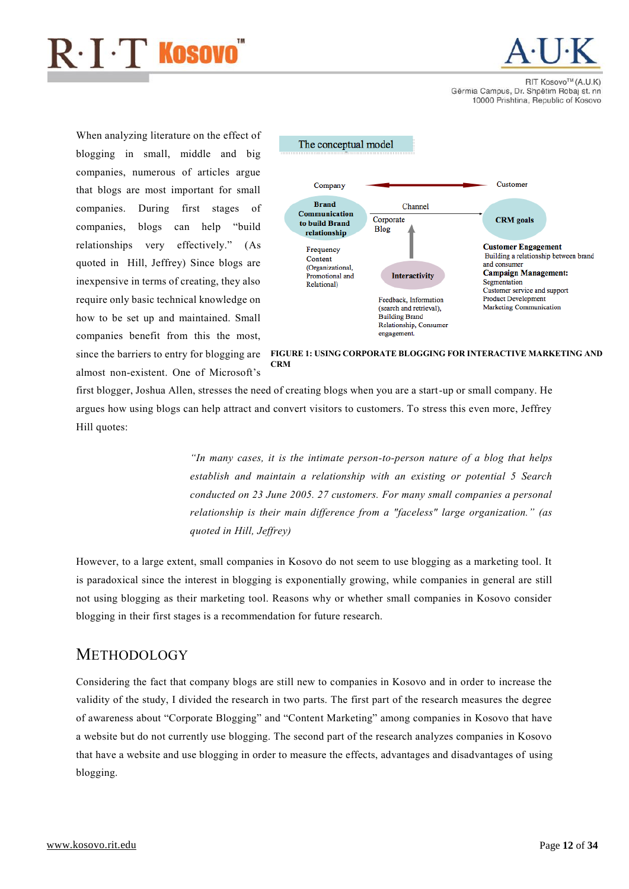When analyzing literature on the effect of blogging in small, middle and big companies, numerous of articles argue that blogs are most important for small companies. During first stages of companies, blogs can help "build relationships very effectively." (As quoted in Hill, Jeffrey) Since blogs are inexpensive in terms of creating, they also require only basic technical knowledge on how to be set up and maintained. Small companies benefit from this the most, since the barriers to entry for blogging are almost non-existent. One of Microsoft's first blogger, Joshua Allen, stresses the need of creating blogs when you are a start-up or small company. He argues how using blogs can help attract and convert visitors to customers. To stress this even more, Jeffrey Hill quotes:

The conceptual model

Company — Customer

Brand Communication to build Brand relationship

Channel

Corporate Blog

CRM goals

Frequency
Content
(Organizational, Promotional and Relational)

Interactivity

Feedback, Information (search and retrieval), Building Brand Relationship, Consumer engagement.

**Customer Engagement**
Building a relationship between brand and consumer
**Campaign Management:**
Segmentation
Customer service and support
Product Development
Marketing Communication

**FIGURE 1: USING CORPORATE BLOGGING FOR INTERACTIVE MARKETING AND CRM**

> *"In many cases, it is the intimate person-to-person nature of a blog that helps establish and maintain a relationship with an existing or potential 5 Search conducted on 23 June 2005. 27 customers. For many small companies a personal relationship is their main difference from a "faceless" large organization." (as quoted in Hill, Jeffrey)*

However, to a large extent, small companies in Kosovo do not seem to use blogging as a marketing tool. It is paradoxical since the interest in blogging is exponentially growing, while companies in general are still not using blogging as their marketing tool. Reasons why or whether small companies in Kosovo consider blogging in their first stages is a recommendation for future research.

# METHODOLOGY

Considering the fact that company blogs are still new to companies in Kosovo and in order to increase the validity of the study, I divided the research in two parts. The first part of the research measures the degree of awareness about "Corporate Blogging" and "Content Marketing" among companies in Kosovo that have a website but do not currently use blogging. The second part of the research analyzes companies in Kosovo that have a website and use blogging in order to measure the effects, advantages and disadvantages of using blogging.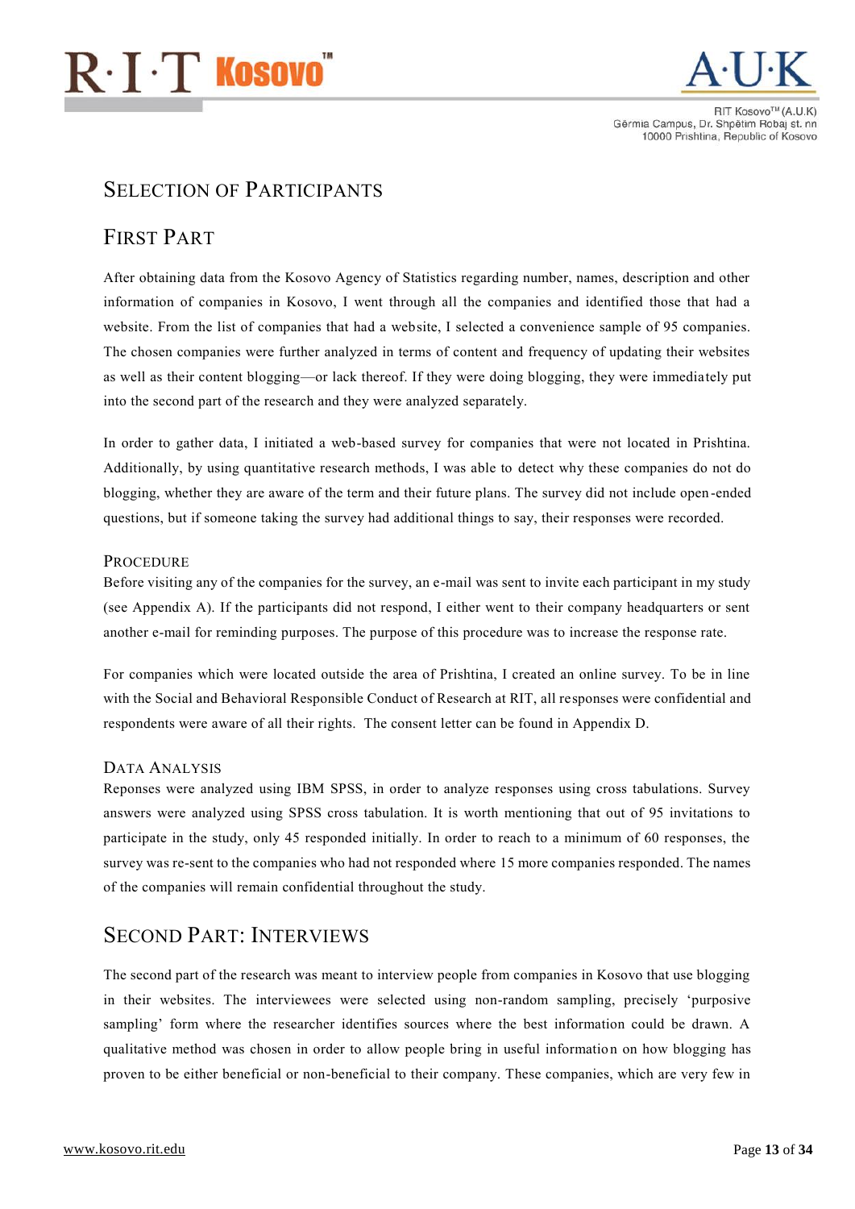## Selection of Participants

## First Part

After obtaining data from the Kosovo Agency of Statistics regarding number, names, description and other information of companies in Kosovo, I went through all the companies and identified those that had a website. From the list of companies that had a website, I selected a convenience sample of 95 companies. The chosen companies were further analyzed in terms of content and frequency of updating their websites as well as their content blogging—or lack thereof. If they were doing blogging, they were immediately put into the second part of the research and they were analyzed separately.

In order to gather data, I initiated a web-based survey for companies that were not located in Prishtina. Additionally, by using quantitative research methods, I was able to detect why these companies do not do blogging, whether they are aware of the term and their future plans. The survey did not include open-ended questions, but if someone taking the survey had additional things to say, their responses were recorded.

### Procedure

Before visiting any of the companies for the survey, an e-mail was sent to invite each participant in my study (see Appendix A). If the participants did not respond, I either went to their company headquarters or sent another e-mail for reminding purposes. The purpose of this procedure was to increase the response rate.

For companies which were located outside the area of Prishtina, I created an online survey. To be in line with the Social and Behavioral Responsible Conduct of Research at RIT, all responses were confidential and respondents were aware of all their rights. The consent letter can be found in Appendix D.

### Data Analysis

Reponses were analyzed using IBM SPSS, in order to analyze responses using cross tabulations. Survey answers were analyzed using SPSS cross tabulation. It is worth mentioning that out of 95 invitations to participate in the study, only 45 responded initially. In order to reach to a minimum of 60 responses, the survey was re-sent to the companies who had not responded where 15 more companies responded. The names of the companies will remain confidential throughout the study.

## Second Part: Interviews

The second part of the research was meant to interview people from companies in Kosovo that use blogging in their websites. The interviewees were selected using non-random sampling, precisely 'purposive sampling' form where the researcher identifies sources where the best information could be drawn. A qualitative method was chosen in order to allow people bring in useful information on how blogging has proven to be either beneficial or non-beneficial to their company. These companies, which are very few in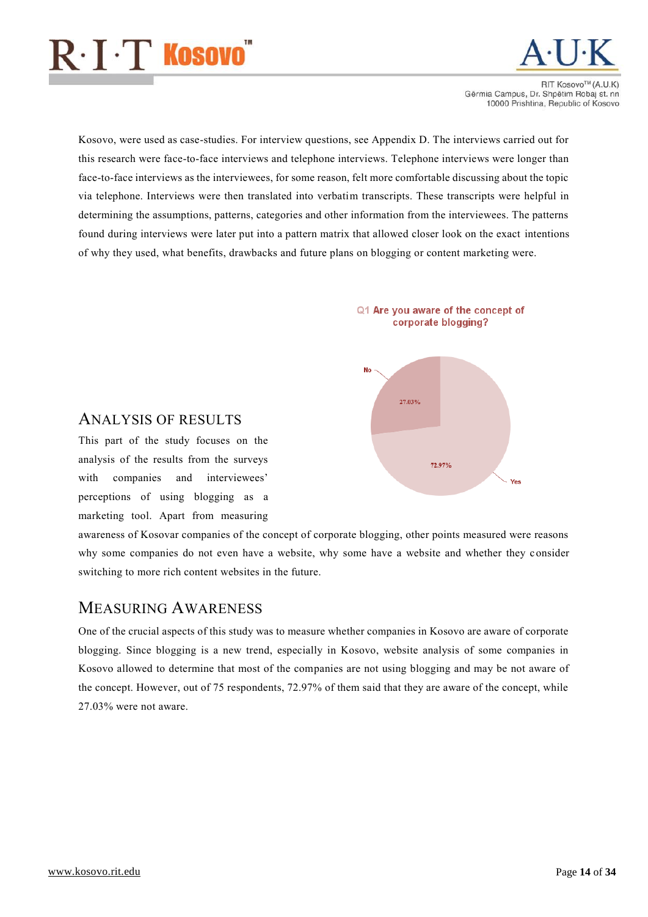Kosovo, were used as case-studies. For interview questions, see Appendix D. The interviews carried out for this research were face-to-face interviews and telephone interviews. Telephone interviews were longer than face-to-face interviews as the interviewees, for some reason, felt more comfortable discussing about the topic via telephone. Interviews were then translated into verbatim transcripts. These transcripts were helpful in determining the assumptions, patterns, categories and other information from the interviewees. The patterns found during interviews were later put into a pattern matrix that allowed closer look on the exact intentions of why they used, what benefits, drawbacks and future plans on blogging or content marketing were.

Q1 Are you aware of the concept of corporate blogging?

No 27.03%

Yes 72.97%

## Analysis of Results

This part of the study focuses on the analysis of the results from the surveys with companies and interviewees' perceptions of using blogging as a marketing tool. Apart from measuring awareness of Kosovar companies of the concept of corporate blogging, other points measured were reasons why some companies do not even have a website, why some have a website and whether they consider switching to more rich content websites in the future.

## Measuring Awareness

One of the crucial aspects of this study was to measure whether companies in Kosovo are aware of corporate blogging. Since blogging is a new trend, especially in Kosovo, website analysis of some companies in Kosovo allowed to determine that most of the companies are not using blogging and may be not aware of the concept. However, out of 75 respondents, 72.97% of them said that they are aware of the concept, while 27.03% were not aware.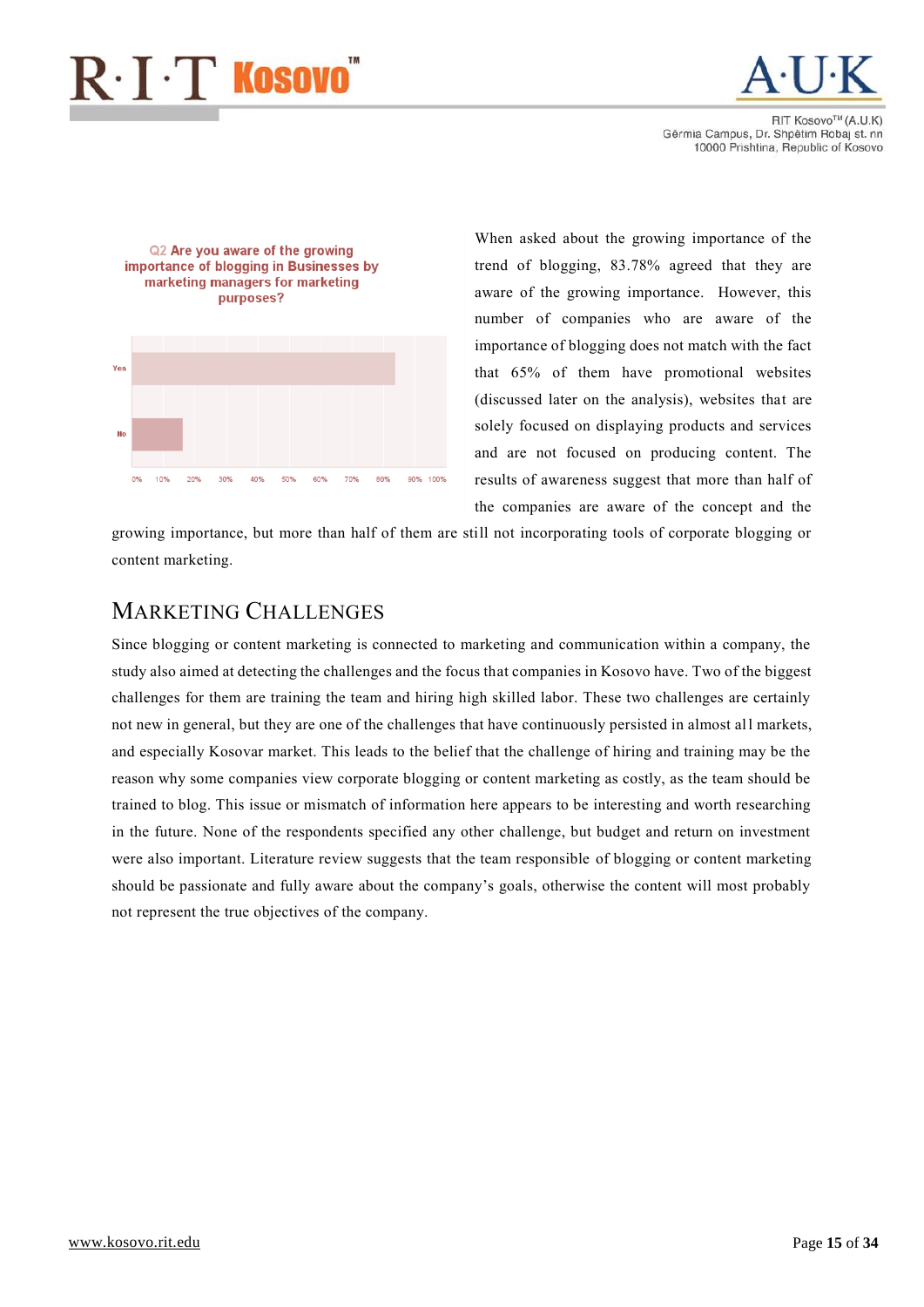**Q2 Are you aware of the growing importance of blogging in Businesses by marketing managers for marketing purposes?**

When asked about the growing importance of the trend of blogging, 83.78% agreed that they are aware of the growing importance. However, this number of companies who are aware of the importance of blogging does not match with the fact that 65% of them have promotional websites (discussed later on the analysis), websites that are solely focused on displaying products and services and are not focused on producing content. The results of awareness suggest that more than half of the companies are aware of the concept and the growing importance, but more than half of them are still not incorporating tools of corporate blogging or content marketing.

## Marketing Challenges

Since blogging or content marketing is connected to marketing and communication within a company, the study also aimed at detecting the challenges and the focus that companies in Kosovo have. Two of the biggest challenges for them are training the team and hiring high skilled labor. These two challenges are certainly not new in general, but they are one of the challenges that have continuously persisted in almost all markets, and especially Kosovar market. This leads to the belief that the challenge of hiring and training may be the reason why some companies view corporate blogging or content marketing as costly, as the team should be trained to blog. This issue or mismatch of information here appears to be interesting and worth researching in the future. None of the respondents specified any other challenge, but budget and return on investment were also important. Literature review suggests that the team responsible of blogging or content marketing should be passionate and fully aware about the company's goals, otherwise the content will most probably not represent the true objectives of the company.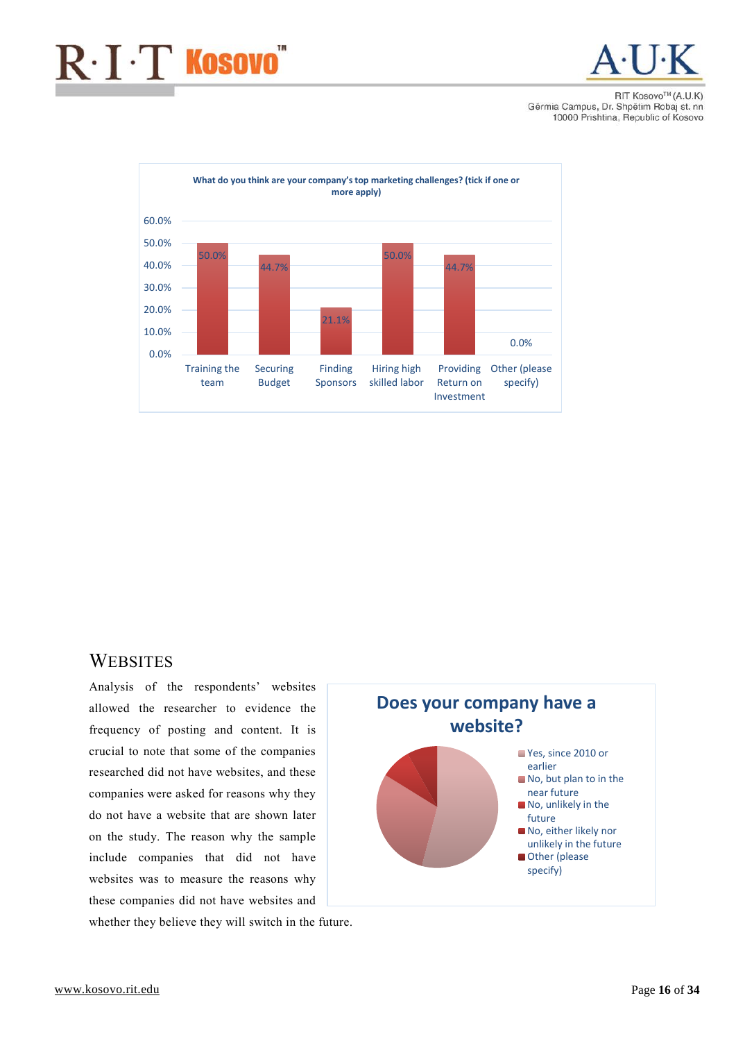What do you think are your company's top marketing challenges? (tick if one or more apply)

| Challenge | Percentage |
|---|---|
| Training the team | 50.0% |
| Securing Budget | 44.7% |
| Finding Sponsors | 21.1% |
| Hiring high skilled labor | 50.0% |
| Providing Return on Investment | 44.7% |
| Other (please specify) | 0.0% |

## WEBSITES

Analysis of the respondents' websites allowed the researcher to evidence the frequency of posting and content. It is crucial to note that some of the companies researched did not have websites, and these companies were asked for reasons why they do not have a website that are shown later on the study. The reason why the sample include companies that did not have websites was to measure the reasons why these companies did not have websites and whether they believe they will switch in the future.

**Does your company have a website?**

- Yes, since 2010 or earlier
- No, but plan to in the near future
- No, unlikely in the future
- No, either likely nor unlikely in the future
- Other (please specify)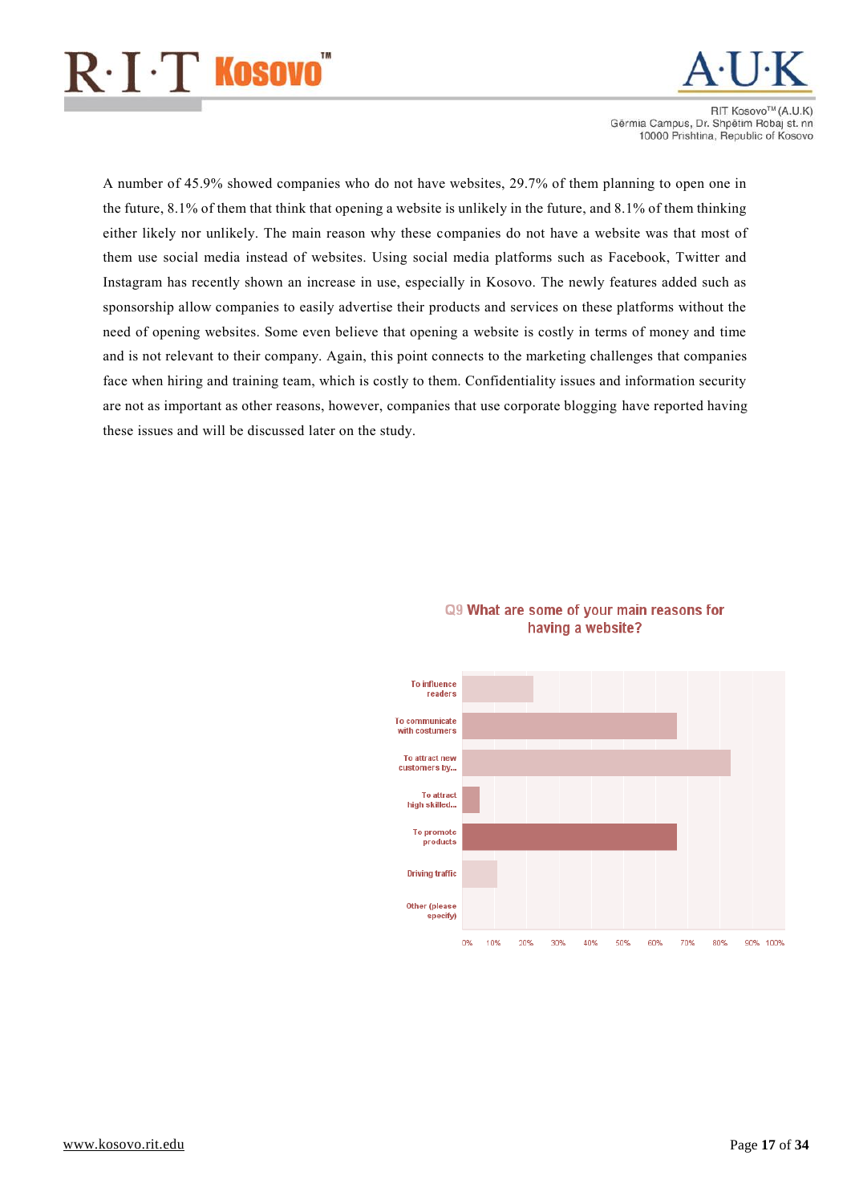A number of 45.9% showed companies who do not have websites, 29.7% of them planning to open one in the future, 8.1% of them that think that opening a website is unlikely in the future, and 8.1% of them thinking either likely nor unlikely. The main reason why these companies do not have a website was that most of them use social media instead of websites. Using social media platforms such as Facebook, Twitter and Instagram has recently shown an increase in use, especially in Kosovo. The newly features added such as sponsorship allow companies to easily advertise their products and services on these platforms without the need of opening websites. Some even believe that opening a website is costly in terms of money and time and is not relevant to their company. Again, this point connects to the marketing challenges that companies face when hiring and training team, which is costly to them. Confidentiality issues and information security are not as important as other reasons, however, companies that use corporate blogging have reported having these issues and will be discussed later on the study.

**Q9 What are some of your main reasons for having a website?**

To influence readers

To communicate with costumers

To attract new customers by...

To attract high skilled...

To promote products

Driving traffic

Other (please specify)

0% 10% 20% 30% 40% 50% 60% 70% 80% 90% 100%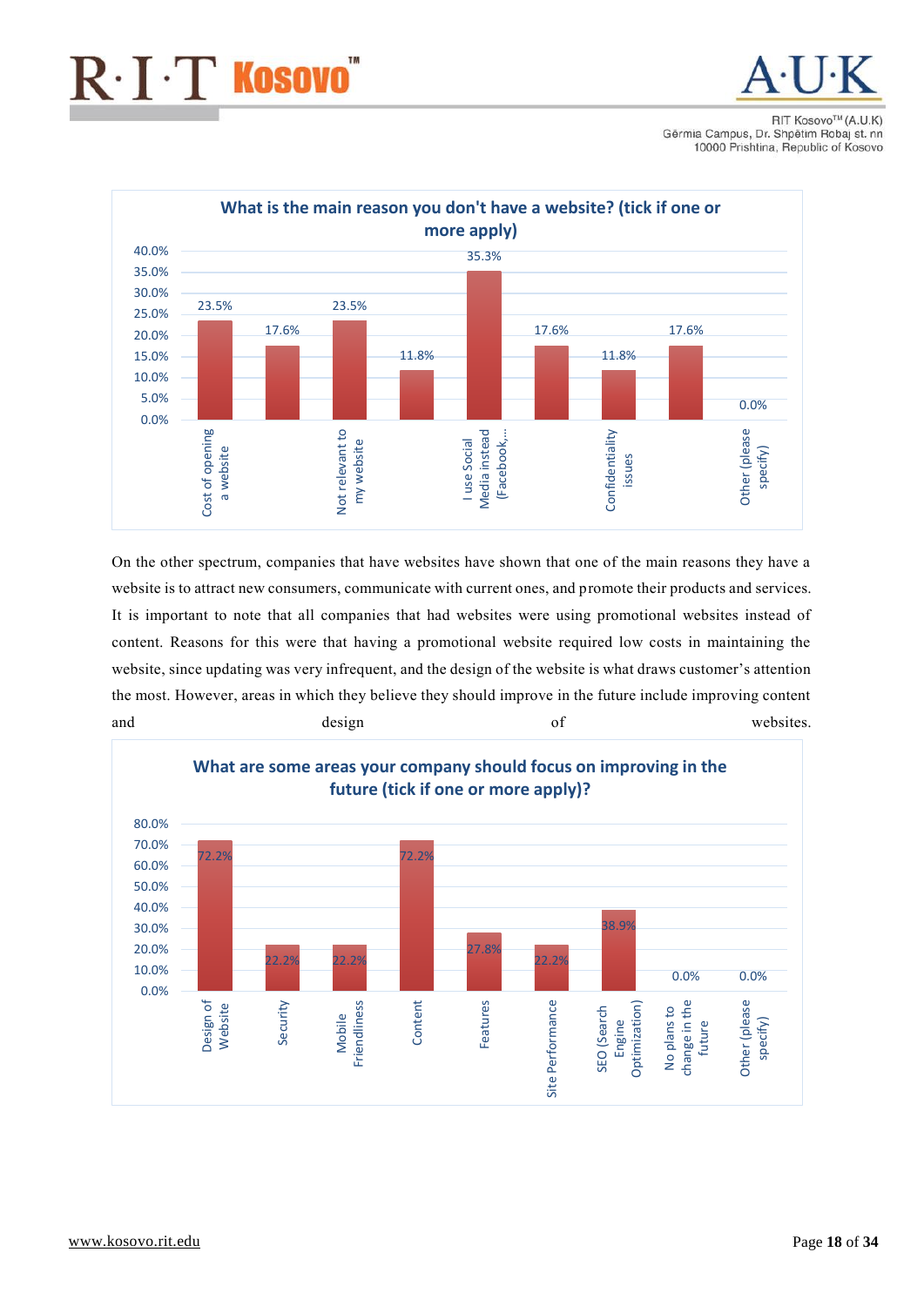**What is the main reason you don't have a website? (tick if one or more apply)**

| Reason | Percentage |
|---|---|
| Cost of opening a website | 23.5% |
| | 17.6% |
| Not relevant to my website | 23.5% |
| | 11.8% |
| I use Social Media instead (Facebook,... | 35.3% |
| | 17.6% |
| Confidentiality issues | 11.8% |
| | 17.6% |
| Other (please specify) | 0.0% |

On the other spectrum, companies that have websites have shown that one of the main reasons they have a website is to attract new consumers, communicate with current ones, and promote their products and services. It is important to note that all companies that had websites were using promotional websites instead of content. Reasons for this were that having a promotional website required low costs in maintaining the website, since updating was very infrequent, and the design of the website is what draws customer's attention the most. However, areas in which they believe they should improve in the future include improving content and design of websites.

**What are some areas your company should focus on improving in the future (tick if one or more apply)?**

| Area | Percentage |
|---|---|
| Design of Website | 72.2% |
| Security | 22.2% |
| Mobile Friendliness | 22.2% |
| Content | 72.2% |
| Features | 27.8% |
| Site Performance | 22.2% |
| SEO (Search Engine Optimization) | 38.9% |
| No plans to change in the future | 0.0% |
| Other (please specify) | 0.0% |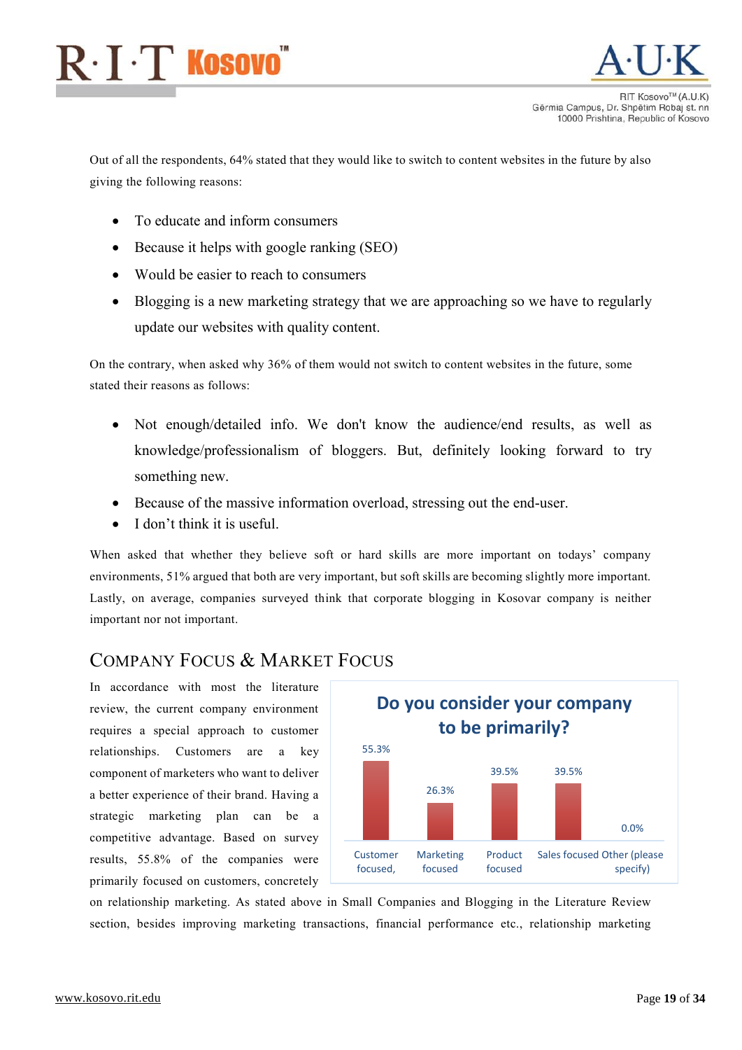Out of all the respondents, 64% stated that they would like to switch to content websites in the future by also giving the following reasons:

- To educate and inform consumers
- Because it helps with google ranking (SEO)
- Would be easier to reach to consumers
- Blogging is a new marketing strategy that we are approaching so we have to regularly update our websites with quality content.

On the contrary, when asked why 36% of them would not switch to content websites in the future, some stated their reasons as follows:

- Not enough/detailed info. We don't know the audience/end results, as well as knowledge/professionalism of bloggers. But, definitely looking forward to try something new.
- Because of the massive information overload, stressing out the end-user.
- I don't think it is useful.

When asked that whether they believe soft or hard skills are more important on todays' company environments, 51% argued that both are very important, but soft skills are becoming slightly more important. Lastly, on average, companies surveyed think that corporate blogging in Kosovar company is neither important nor not important.

## Company Focus & Market Focus

**Do you consider your company to be primarily?**

| Customer focused, | Marketing focused | Product focused | Sales focused | Other (please specify) |
|---|---|---|---|---|
| 55.3% | 26.3% | 39.5% | 39.5% | 0.0% |

In accordance with most the literature review, the current company environment requires a special approach to customer relationships. Customers are a key component of marketers who want to deliver a better experience of their brand. Having a strategic marketing plan can be a competitive advantage. Based on survey results, 55.8% of the companies were primarily focused on customers, concretely on relationship marketing. As stated above in Small Companies and Blogging in the Literature Review section, besides improving marketing transactions, financial performance etc., relationship marketing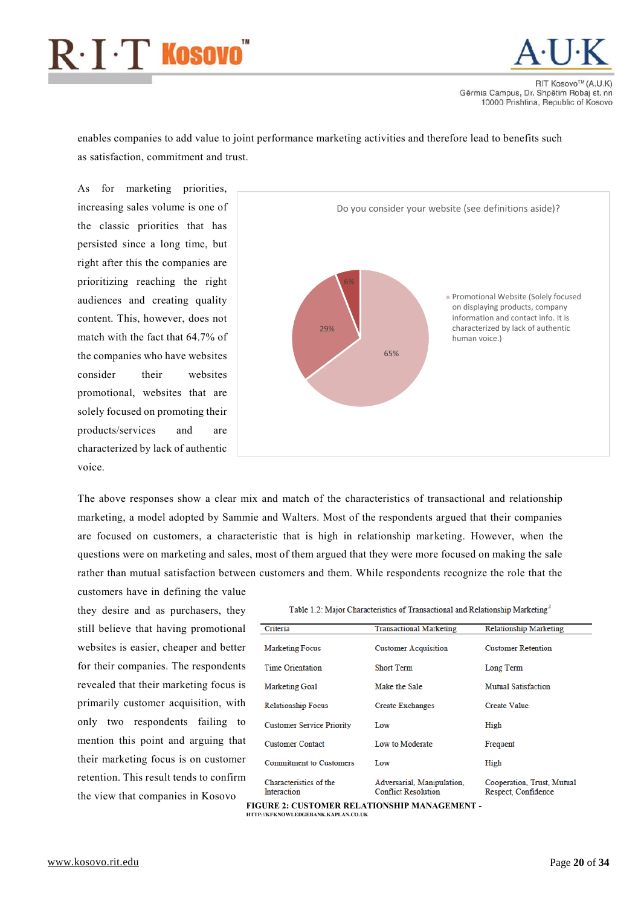enables companies to add value to joint performance marketing activities and therefore lead to benefits such as satisfaction, commitment and trust.

As for marketing priorities, increasing sales volume is one of the classic priorities that has persisted since a long time, but right after this the companies are prioritizing reaching the right audiences and creating quality content. This, however, does not match with the fact that 64.7% of the companies who have websites consider their websites promotional, websites that are solely focused on promoting their products/services and are characterized by lack of authentic voice.

Do you consider your website (see definitions aside)?

- Promotional Website (Solely focused on displaying products, company information and contact info. It is characterized by lack of authentic human voice.) – 65%
- 29%
- 6%

The above responses show a clear mix and match of the characteristics of transactional and relationship marketing, a model adopted by Sammie and Walters. Most of the respondents argued that their companies are focused on customers, a characteristic that is high in relationship marketing. However, when the questions were on marketing and sales, most of them argued that they were more focused on making the sale rather than mutual satisfaction between customers and them. While respondents recognize the role that the customers have in defining the value they desire and as purchasers, they still believe that having promotional websites is easier, cheaper and better for their companies. The respondents revealed that their marketing focus is primarily customer acquisition, with only two respondents failing to mention this point and arguing that their marketing focus is on customer retention. This result tends to confirm the view that companies in Kosovo

Table 1.2: Major Characteristics of Transactional and Relationship Marketing[2]

| Criteria | Transactional Marketing | Relationship Marketing |
|---|---|---|
| Marketing Focus | Customer Acquisition | Customer Retention |
| Time Orientation | Short Term | Long Term |
| Marketing Goal | Make the Sale | Mutual Satisfaction |
| Relationship Focus | Create Exchanges | Create Value |
| Customer Service Priority | Low | High |
| Customer Contact | Low to Moderate | Frequent |
| Commitment to Customers | Low | High |
| Characteristics of the Interaction | Adversarial, Manipulation, Conflict Resolution | Cooperation, Trust, Mutual Respect, Confidence |

**FIGURE 2: CUSTOMER RELATIONSHIP MANAGEMENT - HTTP://KFKNOWLEDGEBANK.KAPLAN.CO.UK**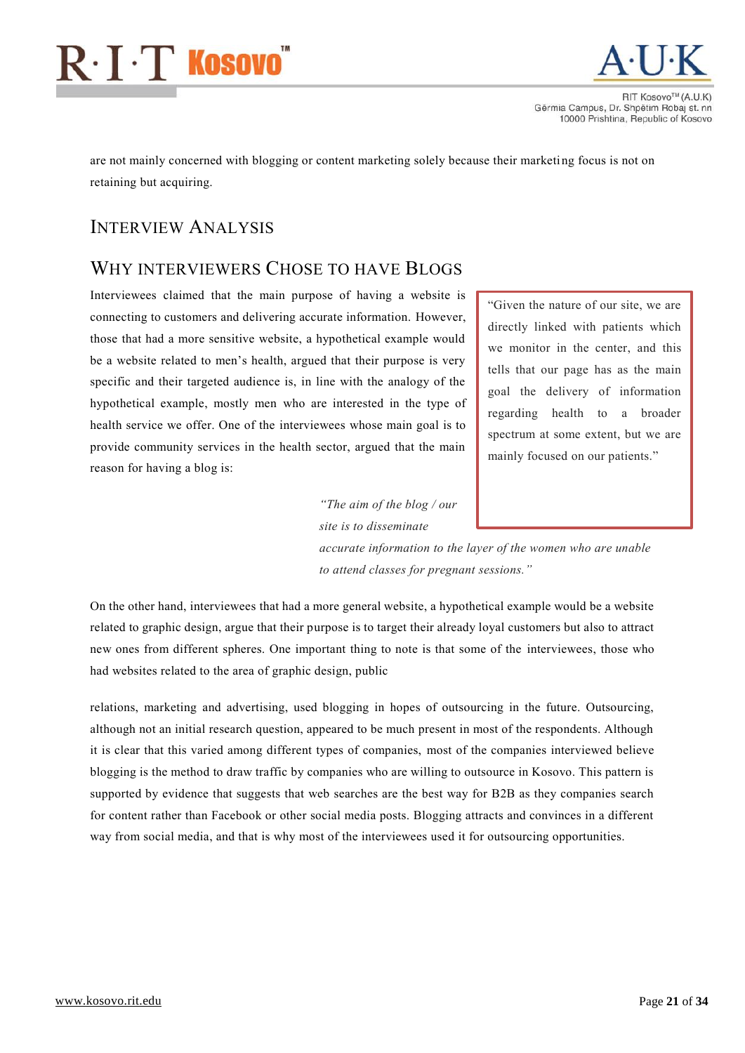are not mainly concerned with blogging or content marketing solely because their marketing focus is not on retaining but acquiring.

# Interview Analysis

## Why Interviewers Chose to Have Blogs

Interviewees claimed that the main purpose of having a website is connecting to customers and delivering accurate information. However, those that had a more sensitive website, a hypothetical example would be a website related to men's health, argued that their purpose is very specific and their targeted audience is, in line with the analogy of the hypothetical example, mostly men who are interested in the type of health service we offer. One of the interviewees whose main goal is to provide community services in the health sector, argued that the main reason for having a blog is:

> "Given the nature of our site, we are directly linked with patients which we monitor in the center, and this tells that our page has as the main goal the delivery of information regarding health to a broader spectrum at some extent, but we are mainly focused on our patients."

> *"The aim of the blog / our site is to disseminate accurate information to the layer of the women who are unable to attend classes for pregnant sessions."*

On the other hand, interviewees that had a more general website, a hypothetical example would be a website related to graphic design, argue that their purpose is to target their already loyal customers but also to attract new ones from different spheres. One important thing to note is that some of the interviewees, those who had websites related to the area of graphic design, public

relations, marketing and advertising, used blogging in hopes of outsourcing in the future. Outsourcing, although not an initial research question, appeared to be much present in most of the respondents. Although it is clear that this varied among different types of companies, most of the companies interviewed believe blogging is the method to draw traffic by companies who are willing to outsource in Kosovo. This pattern is supported by evidence that suggests that web searches are the best way for B2B as they companies search for content rather than Facebook or other social media posts. Blogging attracts and convinces in a different way from social media, and that is why most of the interviewees used it for outsourcing opportunities.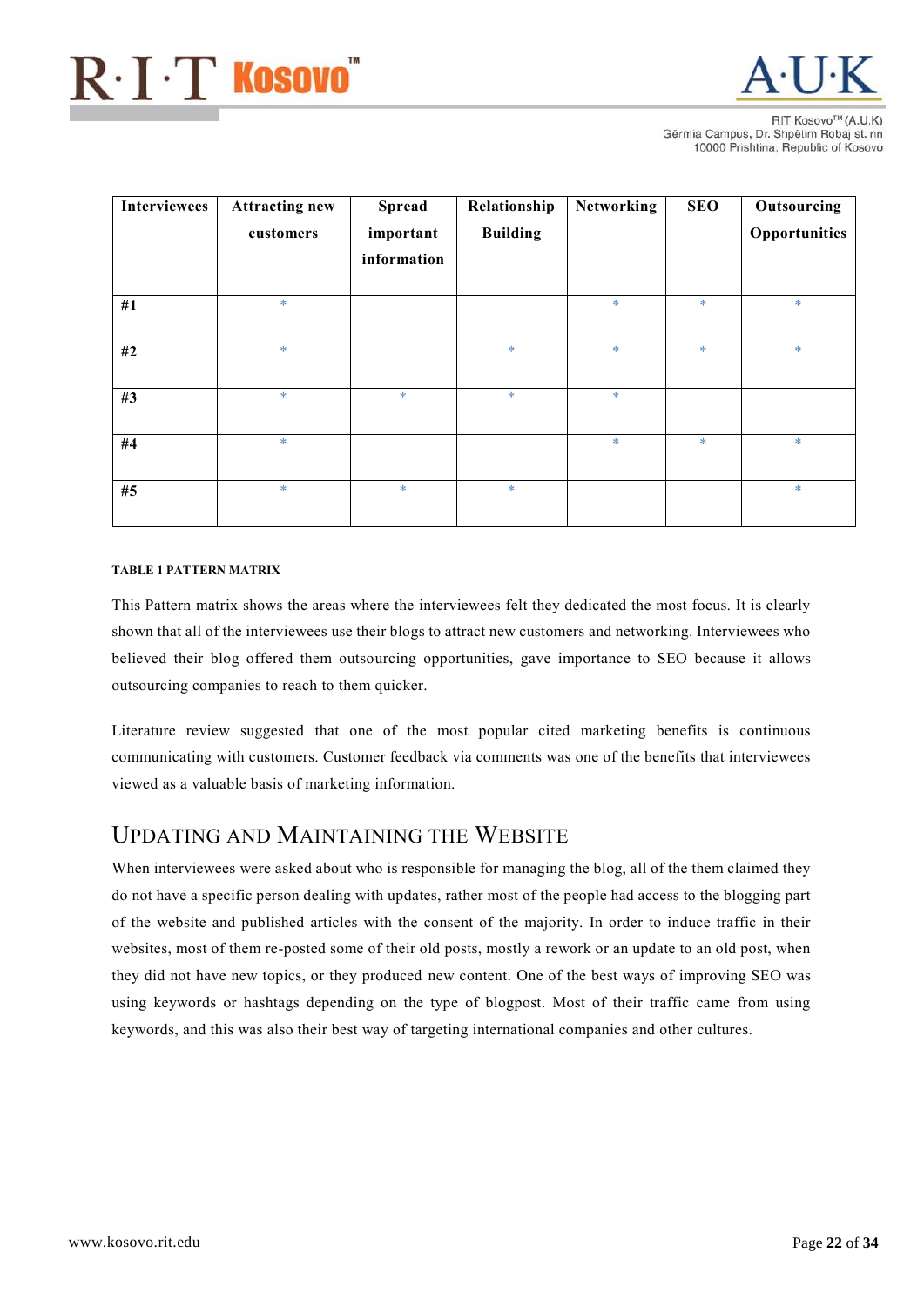| Interviewees | Attracting new customers | Spread important information | Relationship Building | Networking | SEO | Outsourcing Opportunities |
|---|---|---|---|---|---|---|
| #1 | * | | | * | * | * |
| #2 | * | | * | * | * | * |
| #3 | * | * | * | * | | |
| #4 | * | | | * | * | * |
| #5 | * | * | * | | | * |

**TABLE 1 PATTERN MATRIX**

This Pattern matrix shows the areas where the interviewees felt they dedicated the most focus. It is clearly shown that all of the interviewees use their blogs to attract new customers and networking. Interviewees who believed their blog offered them outsourcing opportunities, gave importance to SEO because it allows outsourcing companies to reach to them quicker.

Literature review suggested that one of the most popular cited marketing benefits is continuous communicating with customers. Customer feedback via comments was one of the benefits that interviewees viewed as a valuable basis of marketing information.

## Updating and Maintaining the Website

When interviewees were asked about who is responsible for managing the blog, all of the them claimed they do not have a specific person dealing with updates, rather most of the people had access to the blogging part of the website and published articles with the consent of the majority. In order to induce traffic in their websites, most of them re-posted some of their old posts, mostly a rework or an update to an old post, when they did not have new topics, or they produced new content. One of the best ways of improving SEO was using keywords or hashtags depending on the type of blogpost. Most of their traffic came from using keywords, and this was also their best way of targeting international companies and other cultures.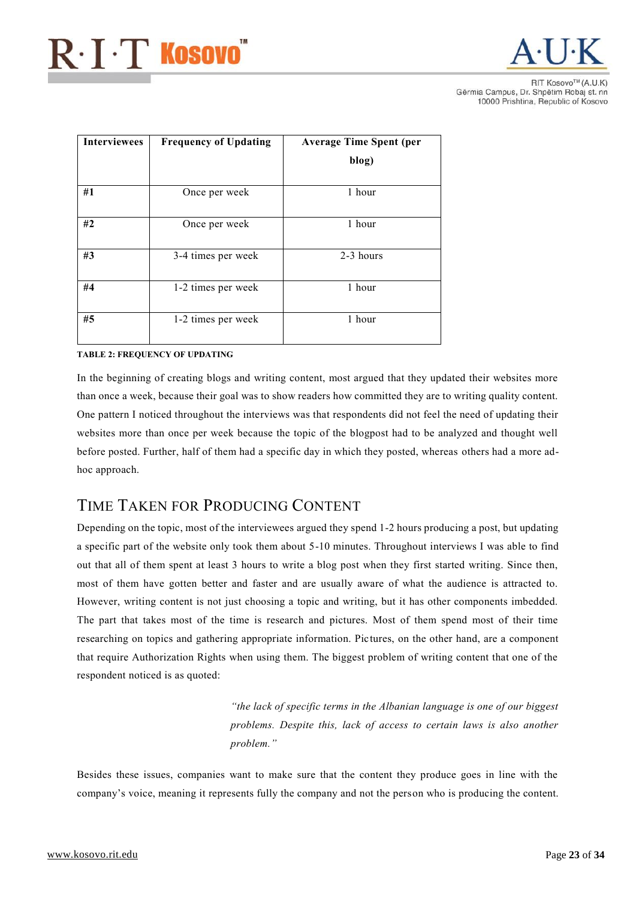| Interviewees | Frequency of Updating | Average Time Spent (per blog) |
|---|---|---|
| #1 | Once per week | 1 hour |
| #2 | Once per week | 1 hour |
| #3 | 3-4 times per week | 2-3 hours |
| #4 | 1-2 times per week | 1 hour |
| #5 | 1-2 times per week | 1 hour |

**TABLE 2: FREQUENCY OF UPDATING**

In the beginning of creating blogs and writing content, most argued that they updated their websites more than once a week, because their goal was to show readers how committed they are to writing quality content. One pattern I noticed throughout the interviews was that respondents did not feel the need of updating their websites more than once per week because the topic of the blogpost had to be analyzed and thought well before posted. Further, half of them had a specific day in which they posted, whereas others had a more ad-hoc approach.

## TIME TAKEN FOR PRODUCING CONTENT

Depending on the topic, most of the interviewees argued they spend 1-2 hours producing a post, but updating a specific part of the website only took them about 5-10 minutes. Throughout interviews I was able to find out that all of them spent at least 3 hours to write a blog post when they first started writing. Since then, most of them have gotten better and faster and are usually aware of what the audience is attracted to. However, writing content is not just choosing a topic and writing, but it has other components imbedded. The part that takes most of the time is research and pictures. Most of them spend most of their time researching on topics and gathering appropriate information. Pictures, on the other hand, are a component that require Authorization Rights when using them. The biggest problem of writing content that one of the respondent noticed is as quoted:

> *"the lack of specific terms in the Albanian language is one of our biggest problems. Despite this, lack of access to certain laws is also another problem."*

Besides these issues, companies want to make sure that the content they produce goes in line with the company's voice, meaning it represents fully the company and not the person who is producing the content.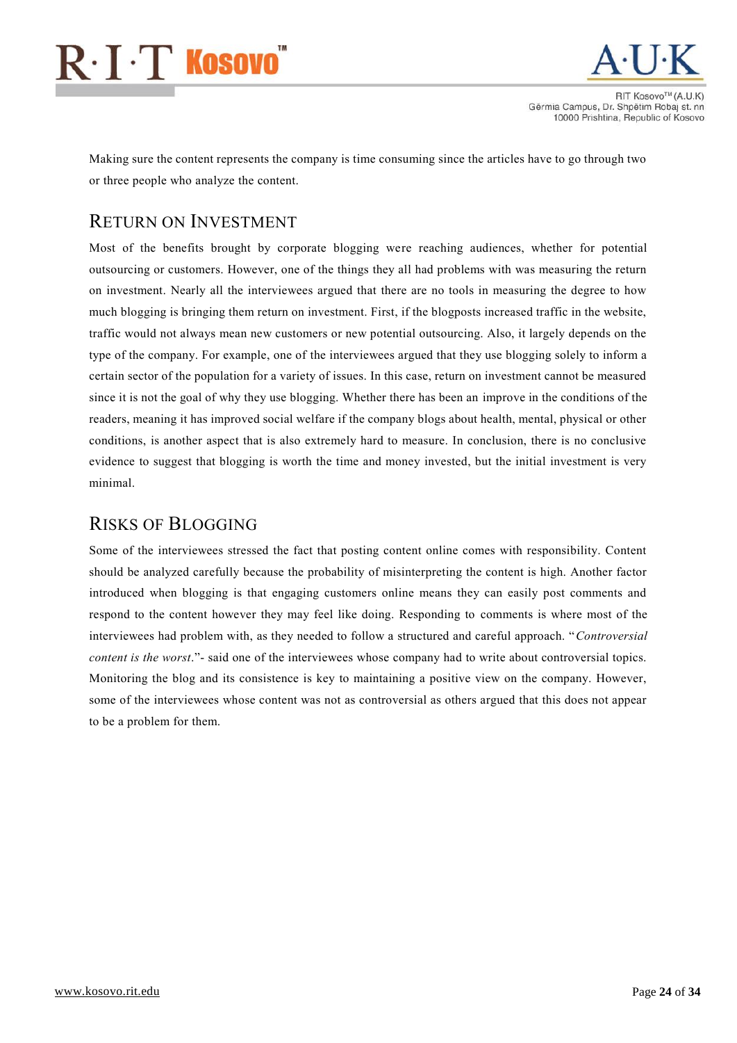Making sure the content represents the company is time consuming since the articles have to go through two or three people who analyze the content.

## Return on Investment

Most of the benefits brought by corporate blogging were reaching audiences, whether for potential outsourcing or customers. However, one of the things they all had problems with was measuring the return on investment. Nearly all the interviewees argued that there are no tools in measuring the degree to how much blogging is bringing them return on investment. First, if the blogposts increased traffic in the website, traffic would not always mean new customers or new potential outsourcing. Also, it largely depends on the type of the company. For example, one of the interviewees argued that they use blogging solely to inform a certain sector of the population for a variety of issues. In this case, return on investment cannot be measured since it is not the goal of why they use blogging. Whether there has been an improve in the conditions of the readers, meaning it has improved social welfare if the company blogs about health, mental, physical or other conditions, is another aspect that is also extremely hard to measure. In conclusion, there is no conclusive evidence to suggest that blogging is worth the time and money invested, but the initial investment is very minimal.

## Risks of Blogging

Some of the interviewees stressed the fact that posting content online comes with responsibility. Content should be analyzed carefully because the probability of misinterpreting the content is high. Another factor introduced when blogging is that engaging customers online means they can easily post comments and respond to the content however they may feel like doing. Responding to comments is where most of the interviewees had problem with, as they needed to follow a structured and careful approach. "*Controversial content is the worst*."- said one of the interviewees whose company had to write about controversial topics. Monitoring the blog and its consistence is key to maintaining a positive view on the company. However, some of the interviewees whose content was not as controversial as others argued that this does not appear to be a problem for them.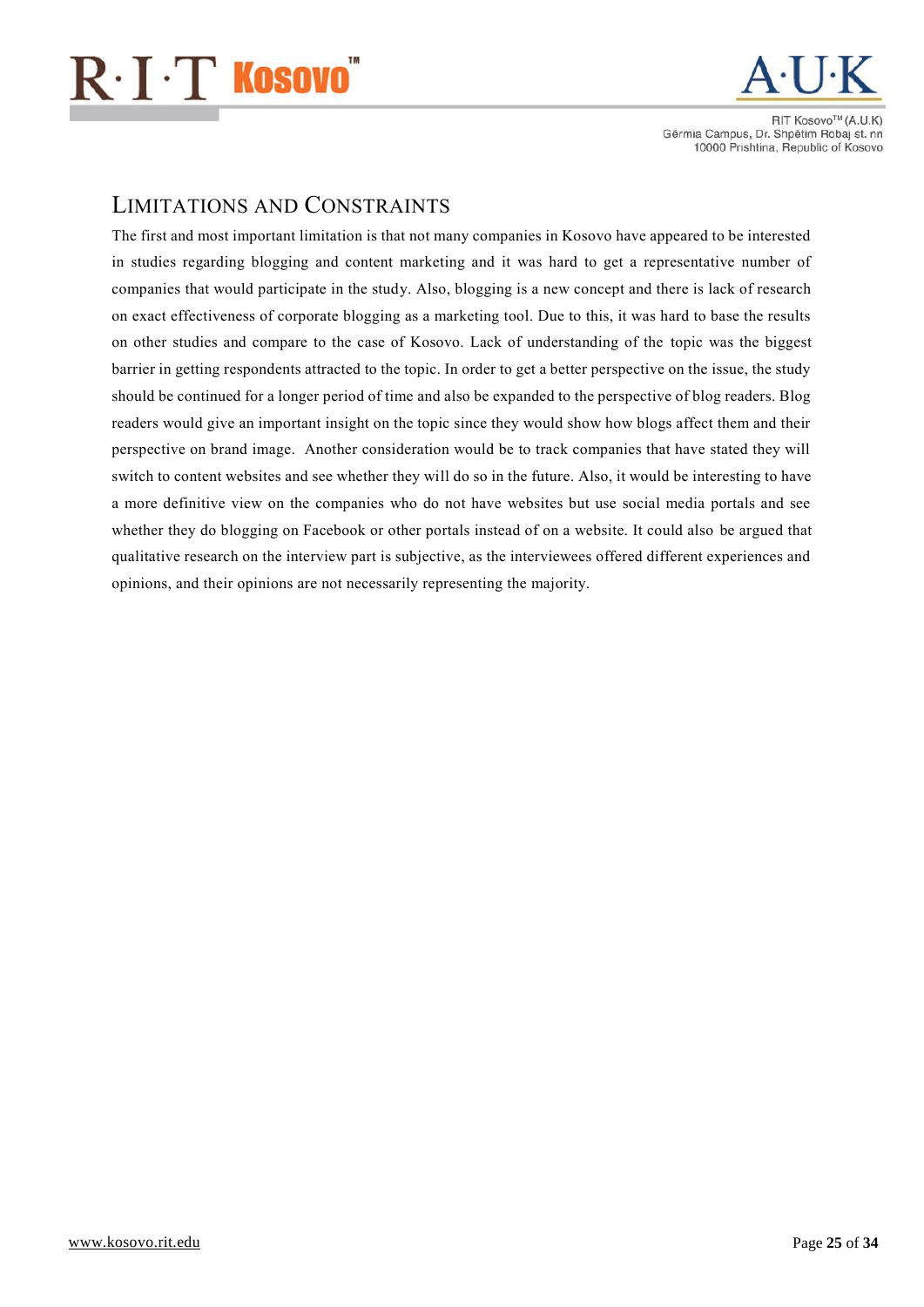## Limitations and Constraints

The first and most important limitation is that not many companies in Kosovo have appeared to be interested in studies regarding blogging and content marketing and it was hard to get a representative number of companies that would participate in the study. Also, blogging is a new concept and there is lack of research on exact effectiveness of corporate blogging as a marketing tool. Due to this, it was hard to base the results on other studies and compare to the case of Kosovo. Lack of understanding of the topic was the biggest barrier in getting respondents attracted to the topic. In order to get a better perspective on the issue, the study should be continued for a longer period of time and also be expanded to the perspective of blog readers. Blog readers would give an important insight on the topic since they would show how blogs affect them and their perspective on brand image. Another consideration would be to track companies that have stated they will switch to content websites and see whether they will do so in the future. Also, it would be interesting to have a more definitive view on the companies who do not have websites but use social media portals and see whether they do blogging on Facebook or other portals instead of on a website. It could also be argued that qualitative research on the interview part is subjective, as the interviewees offered different experiences and opinions, and their opinions are not necessarily representing the majority.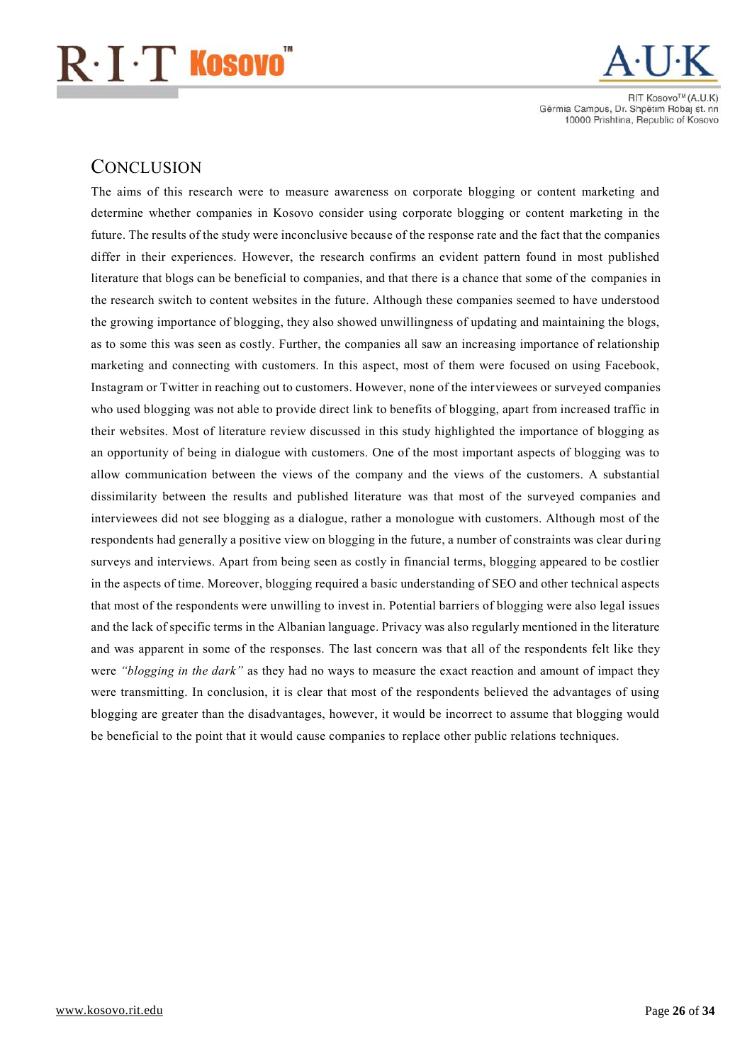## Conclusion

The aims of this research were to measure awareness on corporate blogging or content marketing and determine whether companies in Kosovo consider using corporate blogging or content marketing in the future. The results of the study were inconclusive because of the response rate and the fact that the companies differ in their experiences. However, the research confirms an evident pattern found in most published literature that blogs can be beneficial to companies, and that there is a chance that some of the companies in the research switch to content websites in the future. Although these companies seemed to have understood the growing importance of blogging, they also showed unwillingness of updating and maintaining the blogs, as to some this was seen as costly. Further, the companies all saw an increasing importance of relationship marketing and connecting with customers. In this aspect, most of them were focused on using Facebook, Instagram or Twitter in reaching out to customers. However, none of the interviewees or surveyed companies who used blogging was not able to provide direct link to benefits of blogging, apart from increased traffic in their websites. Most of literature review discussed in this study highlighted the importance of blogging as an opportunity of being in dialogue with customers. One of the most important aspects of blogging was to allow communication between the views of the company and the views of the customers. A substantial dissimilarity between the results and published literature was that most of the surveyed companies and interviewees did not see blogging as a dialogue, rather a monologue with customers. Although most of the respondents had generally a positive view on blogging in the future, a number of constraints was clear during surveys and interviews. Apart from being seen as costly in financial terms, blogging appeared to be costlier in the aspects of time. Moreover, blogging required a basic understanding of SEO and other technical aspects that most of the respondents were unwilling to invest in. Potential barriers of blogging were also legal issues and the lack of specific terms in the Albanian language. Privacy was also regularly mentioned in the literature and was apparent in some of the responses. The last concern was that all of the respondents felt like they were *"blogging in the dark"* as they had no ways to measure the exact reaction and amount of impact they were transmitting. In conclusion, it is clear that most of the respondents believed the advantages of using blogging are greater than the disadvantages, however, it would be incorrect to assume that blogging would be beneficial to the point that it would cause companies to replace other public relations techniques.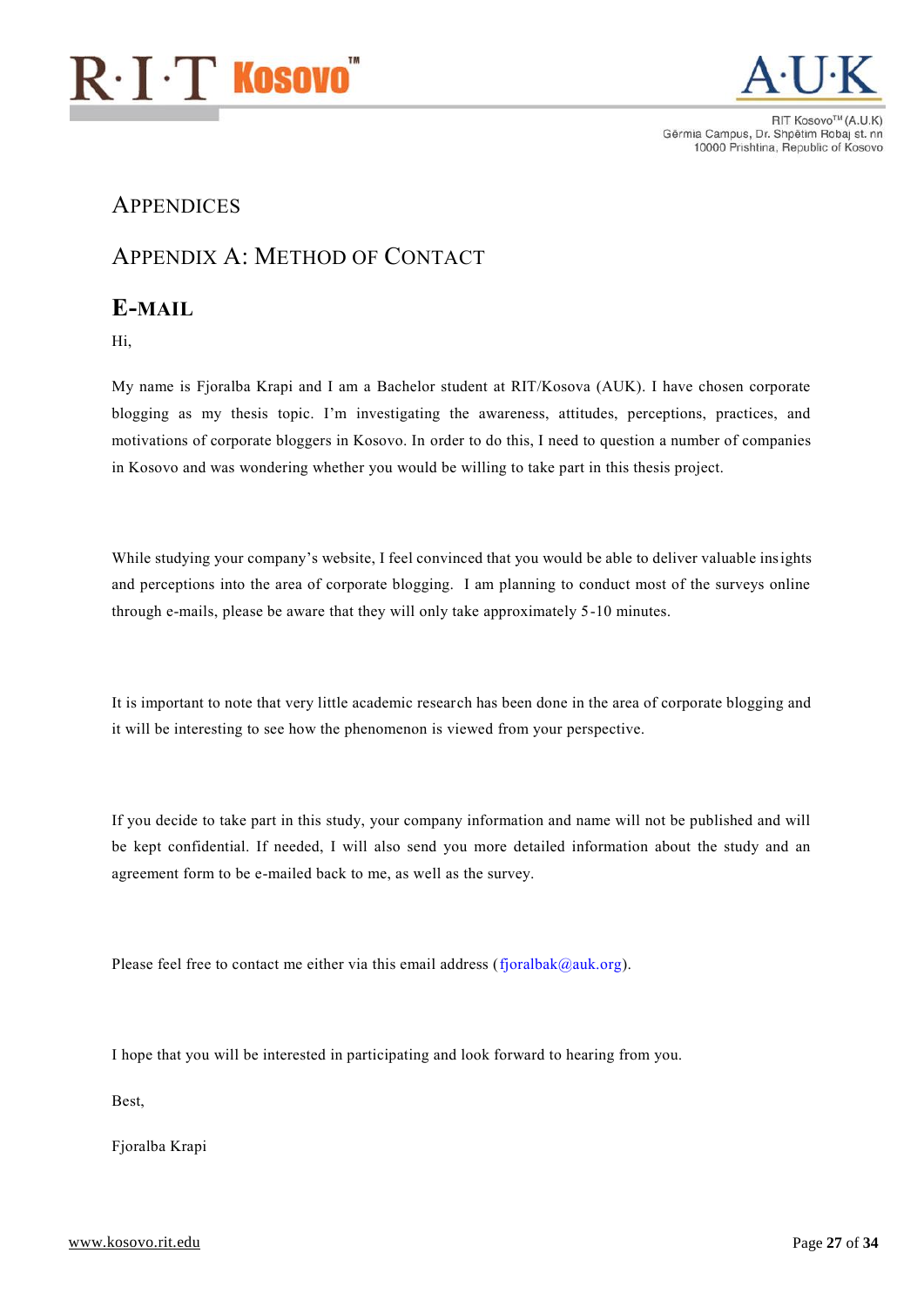# APPENDICES

## APPENDIX A: METHOD OF CONTACT

### E-MAIL

Hi,

My name is Fjoralba Krapi and I am a Bachelor student at RIT/Kosova (AUK). I have chosen corporate blogging as my thesis topic. I'm investigating the awareness, attitudes, perceptions, practices, and motivations of corporate bloggers in Kosovo. In order to do this, I need to question a number of companies in Kosovo and was wondering whether you would be willing to take part in this thesis project.

While studying your company's website, I feel convinced that you would be able to deliver valuable insights and perceptions into the area of corporate blogging. I am planning to conduct most of the surveys online through e-mails, please be aware that they will only take approximately 5-10 minutes.

It is important to note that very little academic research has been done in the area of corporate blogging and it will be interesting to see how the phenomenon is viewed from your perspective.

If you decide to take part in this study, your company information and name will not be published and will be kept confidential. If needed, I will also send you more detailed information about the study and an agreement form to be e-mailed back to me, as well as the survey.

Please feel free to contact me either via this email address (fjoralbak@auk.org).

I hope that you will be interested in participating and look forward to hearing from you.

Best,

Fjoralba Krapi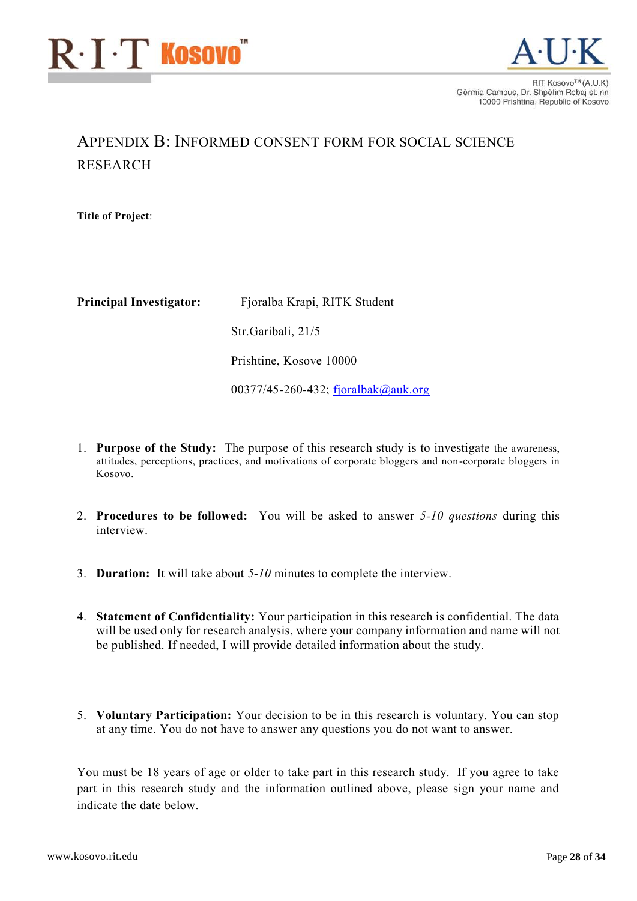# APPENDIX B: INFORMED CONSENT FORM FOR SOCIAL SCIENCE RESEARCH

**Title of Project**:

**Principal Investigator:** Fjoralba Krapi, RITK Student

Str.Garibali, 21/5

Prishtine, Kosove 10000

00377/45-260-432; fjoralbak@auk.org

1. **Purpose of the Study:** The purpose of this research study is to investigate the awareness, attitudes, perceptions, practices, and motivations of corporate bloggers and non-corporate bloggers in Kosovo.

2. **Procedures to be followed:** You will be asked to answer *5-10 questions* during this interview.

3. **Duration:** It will take about *5-10* minutes to complete the interview.

4. **Statement of Confidentiality:** Your participation in this research is confidential. The data will be used only for research analysis, where your company information and name will not be published. If needed, I will provide detailed information about the study.

5. **Voluntary Participation:** Your decision to be in this research is voluntary. You can stop at any time. You do not have to answer any questions you do not want to answer.

You must be 18 years of age or older to take part in this research study. If you agree to take part in this research study and the information outlined above, please sign your name and indicate the date below.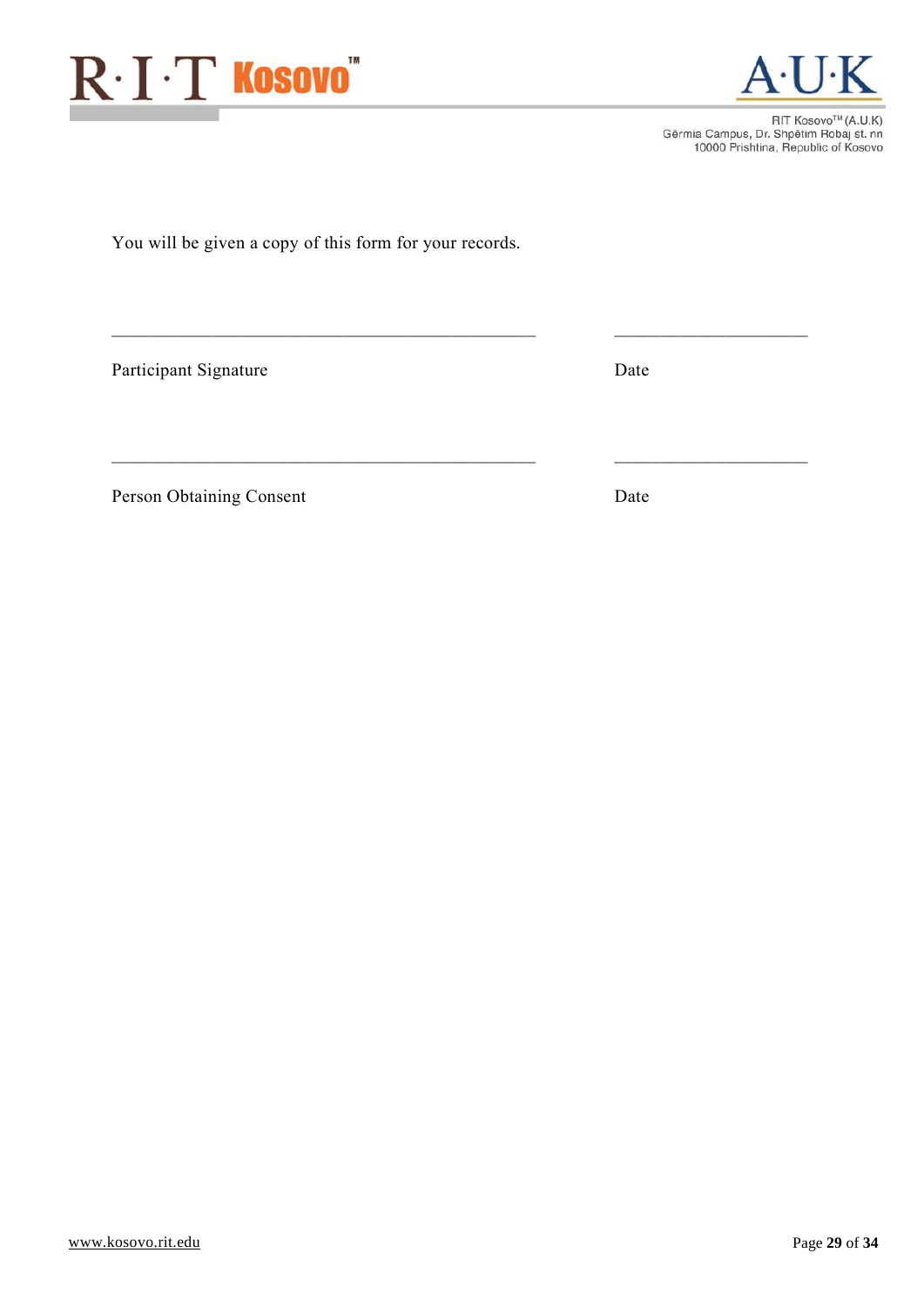You will be given a copy of this form for your records.

_______________________________________________ _____________________

Participant Signature Date

_______________________________________________ _____________________

Person Obtaining Consent Date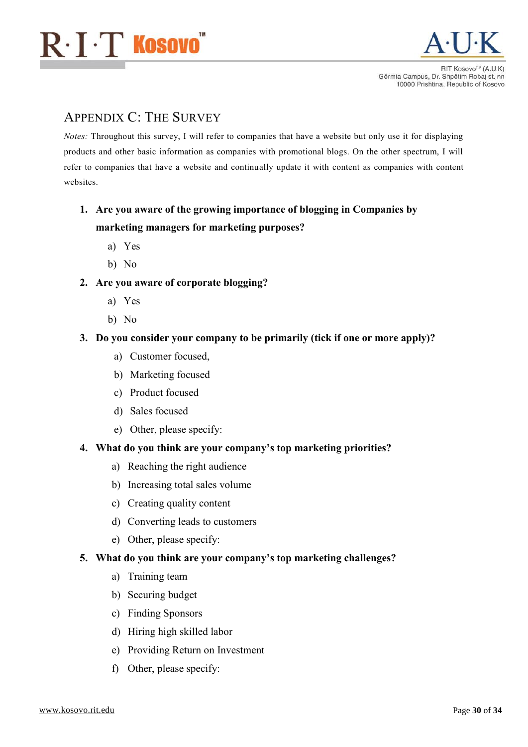## Appendix C: The Survey

*Notes:* Throughout this survey, I will refer to companies that have a website but only use it for displaying products and other basic information as companies with promotional blogs. On the other spectrum, I will refer to companies that have a website and continually update it with content as companies with content websites.

1. **Are you aware of the growing importance of blogging in Companies by marketing managers for marketing purposes?**
   a) Yes
   b) No
2. **Are you aware of corporate blogging?**
   a) Yes
   b) No
3. **Do you consider your company to be primarily (tick if one or more apply)?**
   a) Customer focused,
   b) Marketing focused
   c) Product focused
   d) Sales focused
   e) Other, please specify:
4. **What do you think are your company's top marketing priorities?**
   a) Reaching the right audience
   b) Increasing total sales volume
   c) Creating quality content
   d) Converting leads to customers
   e) Other, please specify:
5. **What do you think are your company's top marketing challenges?**
   a) Training team
   b) Securing budget
   c) Finding Sponsors
   d) Hiring high skilled labor
   e) Providing Return on Investment
   f) Other, please specify: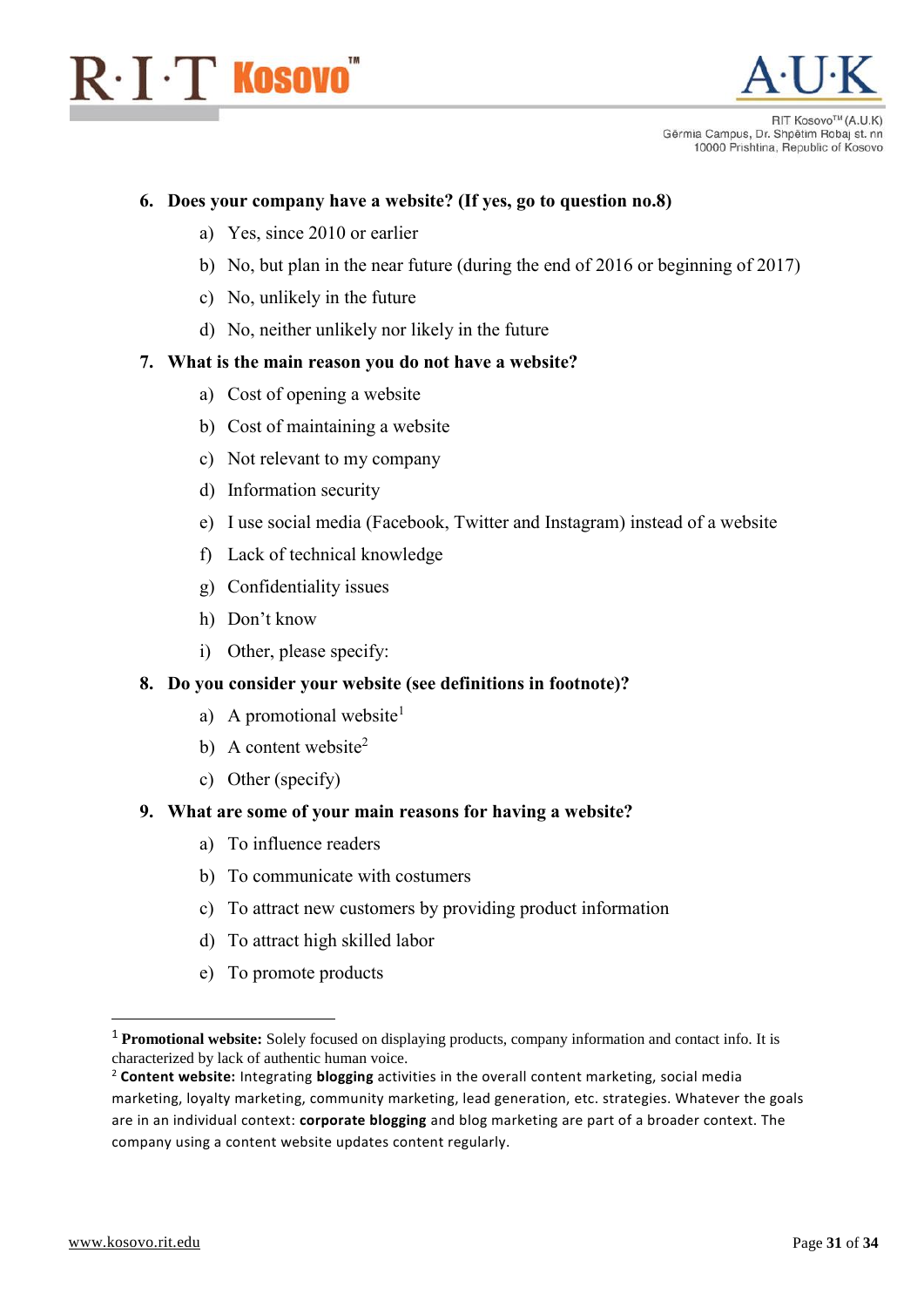6. **Does your company have a website? (If yes, go to question no.8)**
    a) Yes, since 2010 or earlier
    b) No, but plan in the near future (during the end of 2016 or beginning of 2017)
    c) No, unlikely in the future
    d) No, neither unlikely nor likely in the future
7. **What is the main reason you do not have a website?**
    a) Cost of opening a website
    b) Cost of maintaining a website
    c) Not relevant to my company
    d) Information security
    e) I use social media (Facebook, Twitter and Instagram) instead of a website
    f) Lack of technical knowledge
    g) Confidentiality issues
    h) Don't know
    i) Other, please specify:
8. **Do you consider your website (see definitions in footnote)?**
    a) A promotional website[1]
    b) A content website[2]
    c) Other (specify)
9. **What are some of your main reasons for having a website?**
    a) To influence readers
    b) To communicate with costumers
    c) To attract new customers by providing product information
    d) To attract high skilled labor
    e) To promote products

---

[1] **Promotional website:** Solely focused on displaying products, company information and contact info. It is characterized by lack of authentic human voice.

[2] **Content website:** Integrating **blogging** activities in the overall content marketing, social media marketing, loyalty marketing, community marketing, lead generation, etc. strategies. Whatever the goals are in an individual context: **corporate blogging** and blog marketing are part of a broader context. The company using a content website updates content regularly.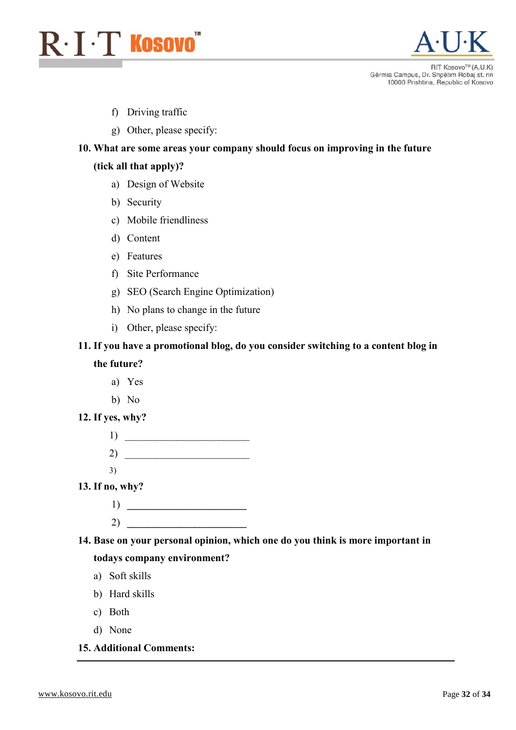f) Driving traffic

g) Other, please specify:

**10. What are some areas your company should focus on improving in the future (tick all that apply)?**

a) Design of Website

b) Security

c) Mobile friendliness

d) Content

e) Features

f) Site Performance

g) SEO (Search Engine Optimization)

h) No plans to change in the future

i) Other, please specify:

**11. If you have a promotional blog, do you consider switching to a content blog in the future?**

a) Yes

b) No

**12. If yes, why?**

1) ________________________

2) ________________________

3)

**13. If no, why?**

1) ________________________

2) ________________________

**14. Base on your personal opinion, which one do you think is more important in todays company environment?**

a) Soft skills

b) Hard skills

c) Both

d) None

**15. Additional Comments:**

---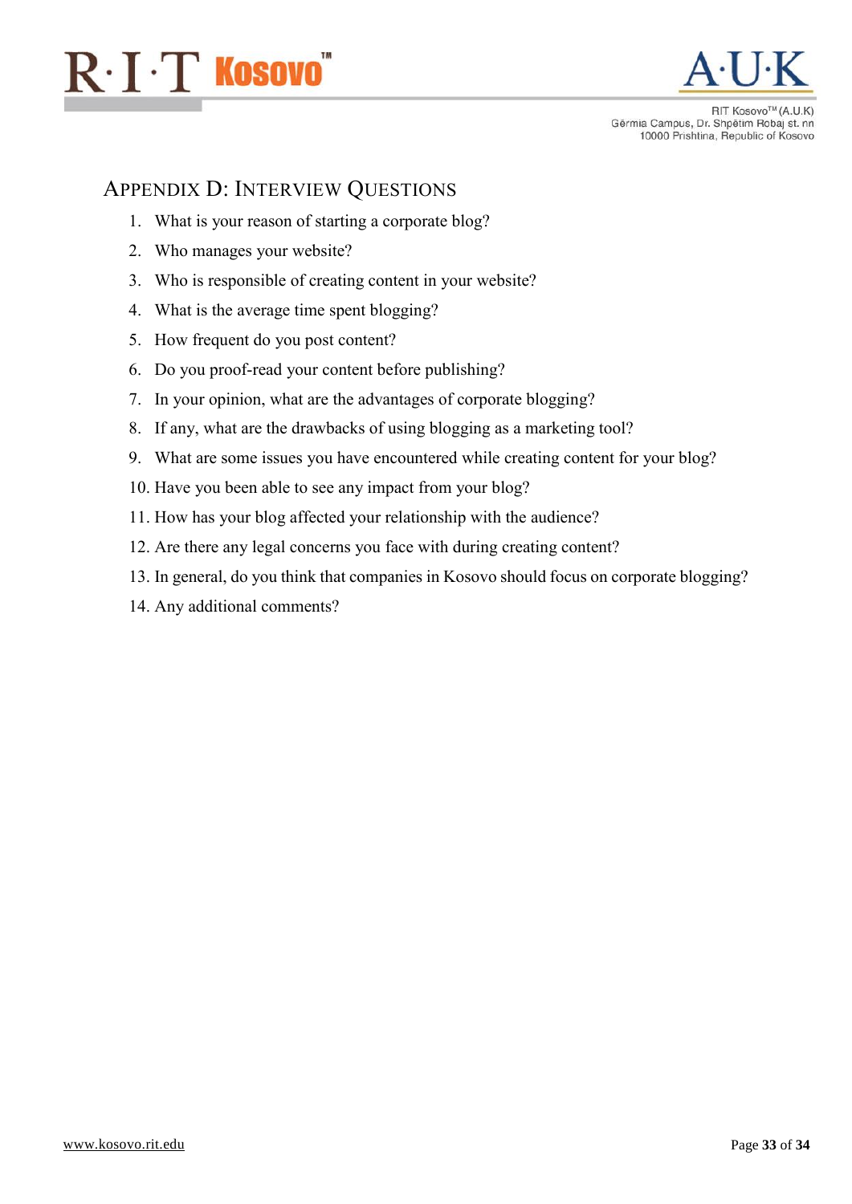## Appendix D: Interview Questions

1. What is your reason of starting a corporate blog?
2. Who manages your website?
3. Who is responsible of creating content in your website?
4. What is the average time spent blogging?
5. How frequent do you post content?
6. Do you proof-read your content before publishing?
7. In your opinion, what are the advantages of corporate blogging?
8. If any, what are the drawbacks of using blogging as a marketing tool?
9. What are some issues you have encountered while creating content for your blog?
10. Have you been able to see any impact from your blog?
11. How has your blog affected your relationship with the audience?
12. Are there any legal concerns you face with during creating content?
13. In general, do you think that companies in Kosovo should focus on corporate blogging?
14. Any additional comments?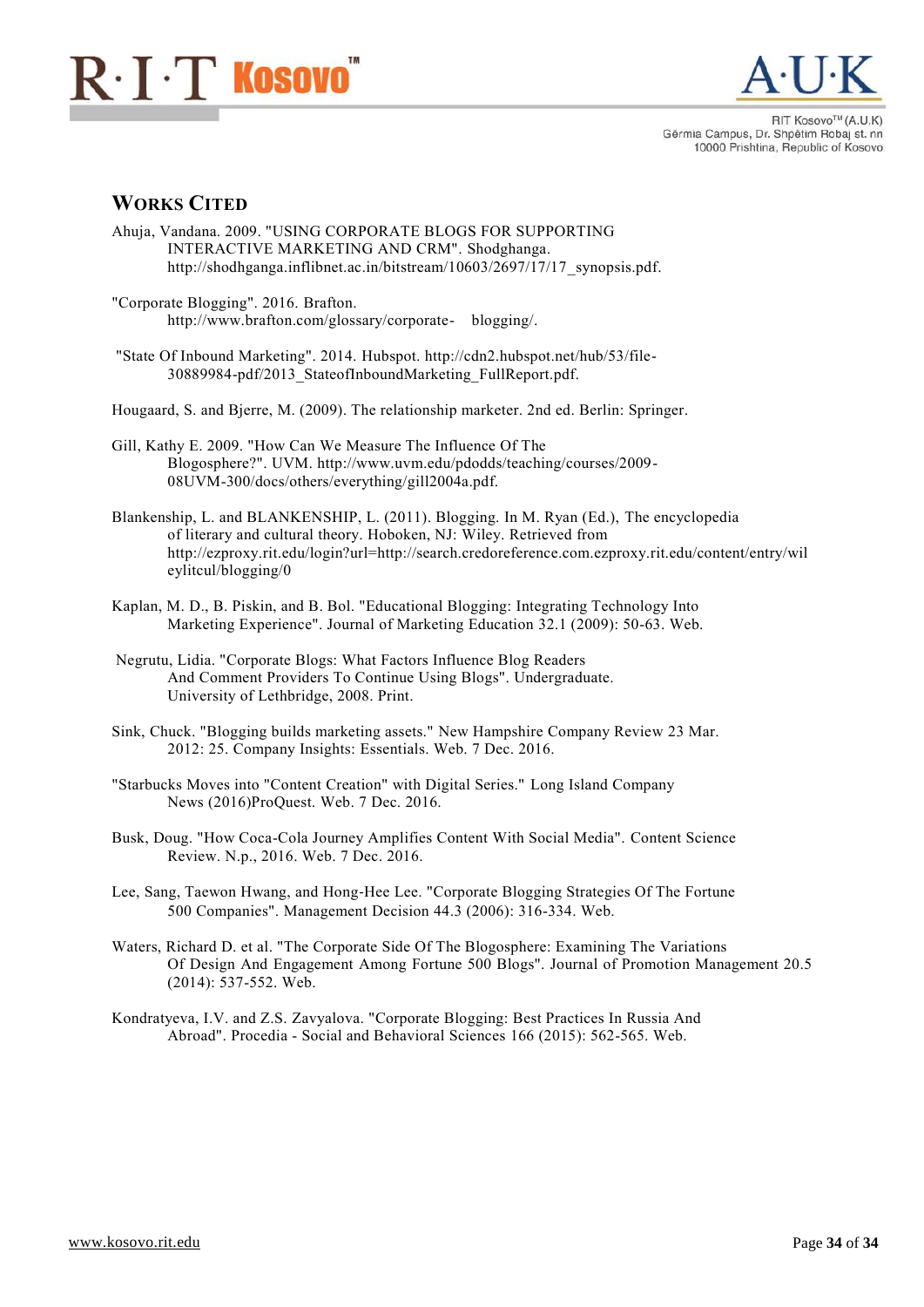## Works Cited

Ahuja, Vandana. 2009. "USING CORPORATE BLOGS FOR SUPPORTING INTERACTIVE MARKETING AND CRM". Shodhganga. http://shodhganga.inflibnet.ac.in/bitstream/10603/2697/17/17_synopsis.pdf.

"Corporate Blogging". 2016. Brafton. http://www.brafton.com/glossary/corporate- blogging/.

"State Of Inbound Marketing". 2014. Hubspot. http://cdn2.hubspot.net/hub/53/file-30889984-pdf/2013_StateofInboundMarketing_FullReport.pdf.

Hougaard, S. and Bjerre, M. (2009). The relationship marketer. 2nd ed. Berlin: Springer.

Gill, Kathy E. 2009. "How Can We Measure The Influence Of The Blogosphere?". UVM. http://www.uvm.edu/pdodds/teaching/courses/2009-08UVM-300/docs/others/everything/gill2004a.pdf.

Blankenship, L. and BLANKENSHIP, L. (2011). Blogging. In M. Ryan (Ed.), The encyclopedia of literary and cultural theory. Hoboken, NJ: Wiley. Retrieved from http://ezproxy.rit.edu/login?url=http://search.credoreference.com.ezproxy.rit.edu/content/entry/wileylitcul/blogging/0

Kaplan, M. D., B. Piskin, and B. Bol. "Educational Blogging: Integrating Technology Into Marketing Experience". Journal of Marketing Education 32.1 (2009): 50-63. Web.

Negrutu, Lidia. "Corporate Blogs: What Factors Influence Blog Readers And Comment Providers To Continue Using Blogs". Undergraduate. University of Lethbridge, 2008. Print.

Sink, Chuck. "Blogging builds marketing assets." New Hampshire Company Review 23 Mar. 2012: 25. Company Insights: Essentials. Web. 7 Dec. 2016.

"Starbucks Moves into "Content Creation" with Digital Series." Long Island Company News (2016)ProQuest. Web. 7 Dec. 2016.

Busk, Doug. "How Coca-Cola Journey Amplifies Content With Social Media". Content Science Review. N.p., 2016. Web. 7 Dec. 2016.

Lee, Sang, Taewon Hwang, and Hong-Hee Lee. "Corporate Blogging Strategies Of The Fortune 500 Companies". Management Decision 44.3 (2006): 316-334. Web.

Waters, Richard D. et al. "The Corporate Side Of The Blogosphere: Examining The Variations Of Design And Engagement Among Fortune 500 Blogs". Journal of Promotion Management 20.5 (2014): 537-552. Web.

Kondratyeva, I.V. and Z.S. Zavyalova. "Corporate Blogging: Best Practices In Russia And Abroad". Procedia - Social and Behavioral Sciences 166 (2015): 562-565. Web.